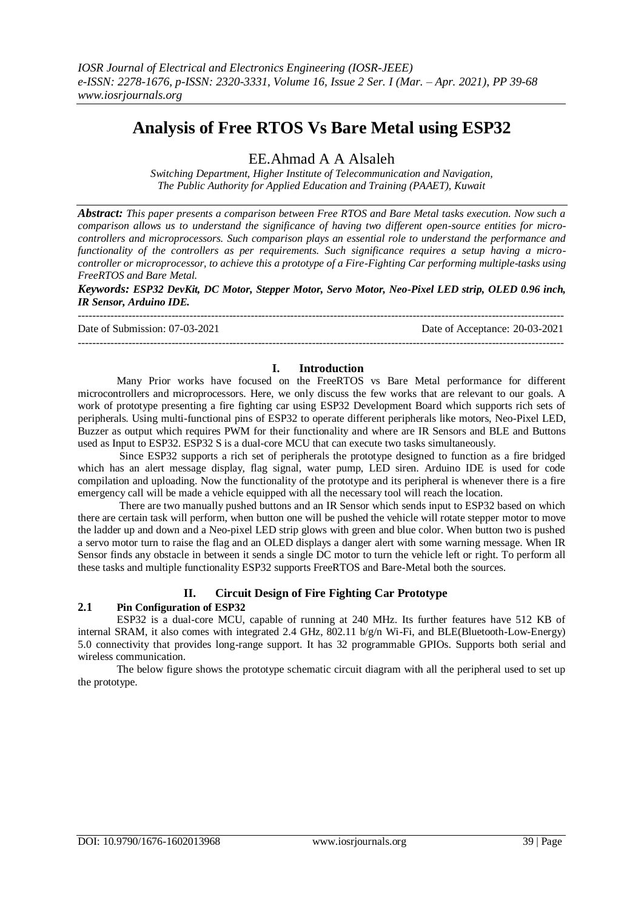# Analysis of Free RTOS Vs Bare Metal using ESP32

EE.Ahmad A A Alsaleh

*Switching Department, Higher Institute of Telecommunication and Navigation, The Public Authority for Applied Education and Training (PAAET), Kuwait*

***Abstract:*** *This paper presents a comparison between Free RTOS and Bare Metal tasks execution. Now such a comparison allows us to understand the significance of having two different open-source entities for micro-controllers and microprocessors. Such comparison plays an essential role to understand the performance and functionality of the controllers as per requirements. Such significance requires a setup having a micro-controller or microprocessor, to achieve this a prototype of a Fire-Fighting Car performing multiple-tasks using FreeRTOS and Bare Metal.*

***Keywords: ESP32 DevKit, DC Motor, Stepper Motor, Servo Motor, Neo-Pixel LED strip, OLED 0.96 inch, IR Sensor, Arduino IDE.***

---

Date of Submission: 07-03-2021 Date of Acceptance: 20-03-2021

---

## I. Introduction

Many Prior works have focused on the FreeRTOS vs Bare Metal performance for different microcontrollers and microprocessors. Here, we only discuss the few works that are relevant to our goals. A work of prototype presenting a fire fighting car using ESP32 Development Board which supports rich sets of peripherals. Using multi-functional pins of ESP32 to operate different peripherals like motors, Neo-Pixel LED, Buzzer as output which requires PWM for their functionality and where are IR Sensors and BLE and Buttons used as Input to ESP32. ESP32 S is a dual-core MCU that can execute two tasks simultaneously.

Since ESP32 supports a rich set of peripherals the prototype designed to function as a fire bridged which has an alert message display, flag signal, water pump, LED siren. Arduino IDE is used for code compilation and uploading. Now the functionality of the prototype and its peripheral is whenever there is a fire emergency call will be made a vehicle equipped with all the necessary tool will reach the location.

There are two manually pushed buttons and an IR Sensor which sends input to ESP32 based on which there are certain task will perform, when button one will be pushed the vehicle will rotate stepper motor to move the ladder up and down and a Neo-pixel LED strip glows with green and blue color. When button two is pushed a servo motor turn to raise the flag and an OLED displays a danger alert with some warning message. When IR Sensor finds any obstacle in between it sends a single DC motor to turn the vehicle left or right. To perform all these tasks and multiple functionality ESP32 supports FreeRTOS and Bare-Metal both the sources.

## II. Circuit Design of Fire Fighting Car Prototype

### 2.1 Pin Configuration of ESP32

ESP32 is a dual-core MCU, capable of running at 240 MHz. Its further features have 512 KB of internal SRAM, it also comes with integrated 2.4 GHz, 802.11 b/g/n Wi-Fi, and BLE(Bluetooth-Low-Energy) 5.0 connectivity that provides long-range support. It has 32 programmable GPIOs. Supports both serial and wireless communication.

The below figure shows the prototype schematic circuit diagram with all the peripheral used to set up the prototype.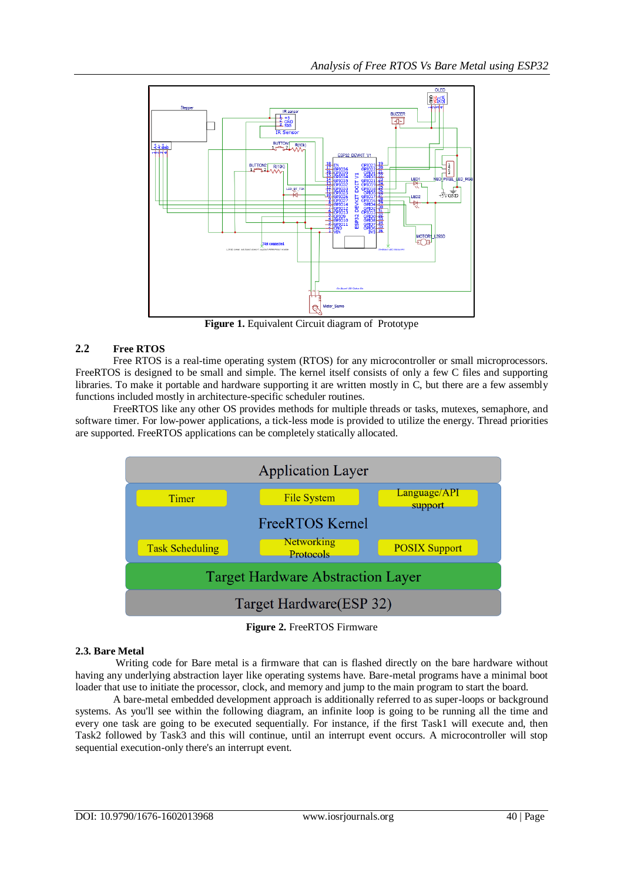**Figure 1.** Equivalent Circuit diagram of Prototype

## 2.2 Free RTOS

Free RTOS is a real-time operating system (RTOS) for any microcontroller or small microprocessors. FreeRTOS is designed to be small and simple. The kernel itself consists of only a few C files and supporting libraries. To make it portable and hardware supporting it are written mostly in C, but there are a few assembly functions included mostly in architecture-specific scheduler routines.

FreeRTOS like any other OS provides methods for multiple threads or tasks, mutexes, semaphore, and software timer. For low-power applications, a tick-less mode is provided to utilize the energy. Thread priorities are supported. FreeRTOS applications can be completely statically allocated.

**Figure 2.** FreeRTOS Firmware

## 2.3. Bare Metal

Writing code for Bare metal is a firmware that can is flashed directly on the bare hardware without having any underlying abstraction layer like operating systems have. Bare-metal programs have a minimal boot loader that use to initiate the processor, clock, and memory and jump to the main program to start the board.

A bare-metal embedded development approach is additionally referred to as super-loops or background systems. As you'll see within the following diagram, an infinite loop is going to be running all the time and every one task are going to be executed sequentially. For instance, if the first Task1 will execute and, then Task2 followed by Task3 and this will continue, until an interrupt event occurs. A microcontroller will stop sequential execution-only there's an interrupt event.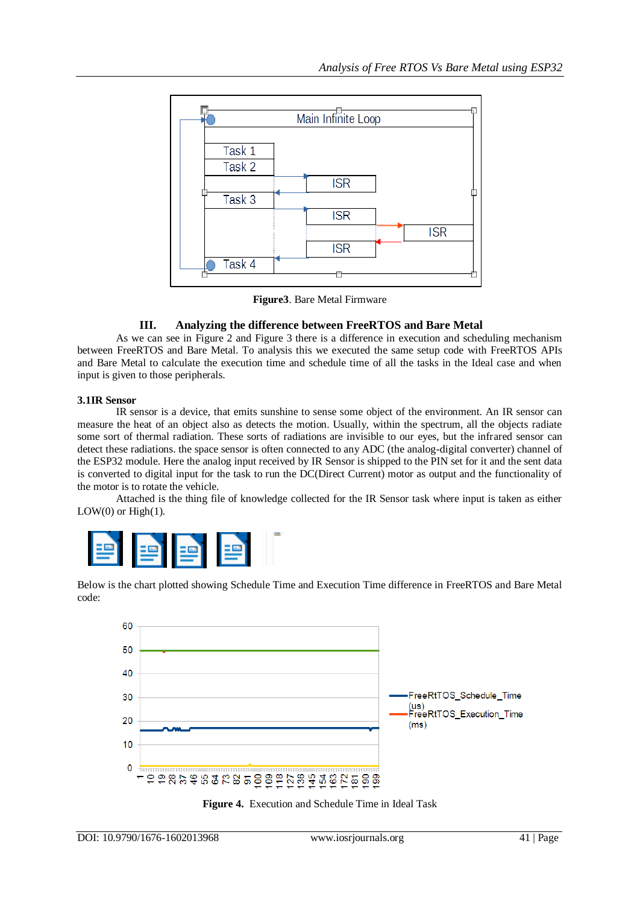Figure3. Bare Metal Firmware

## III. Analyzing the difference between FreeRTOS and Bare Metal

As we can see in Figure 2 and Figure 3 there is a difference in execution and scheduling mechanism between FreeRTOS and Bare Metal. To analysis this we executed the same setup code with FreeRTOS APIs and Bare Metal to calculate the execution time and schedule time of all the tasks in the Ideal case and when input is given to those peripherals.

### 3.1IR Sensor

IR sensor is a device, that emits sunshine to sense some object of the environment. An IR sensor can measure the heat of an object also as detects the motion. Usually, within the spectrum, all the objects radiate some sort of thermal radiation. These sorts of radiations are invisible to our eyes, but the infrared sensor can detect these radiations. the space sensor is often connected to any ADC (the analog-digital converter) channel of the ESP32 module. Here the analog input received by IR Sensor is shipped to the PIN set for it and the sent data is converted to digital input for the task to run the DC(Direct Current) motor as output and the functionality of the motor is to rotate the vehicle.

Attached is the thing file of knowledge collected for the IR Sensor task where input is taken as either LOW(0) or High(1).

Below is the chart plotted showing Schedule Time and Execution Time difference in FreeRTOS and Bare Metal code:

**Figure 4.** Execution and Schedule Time in Ideal Task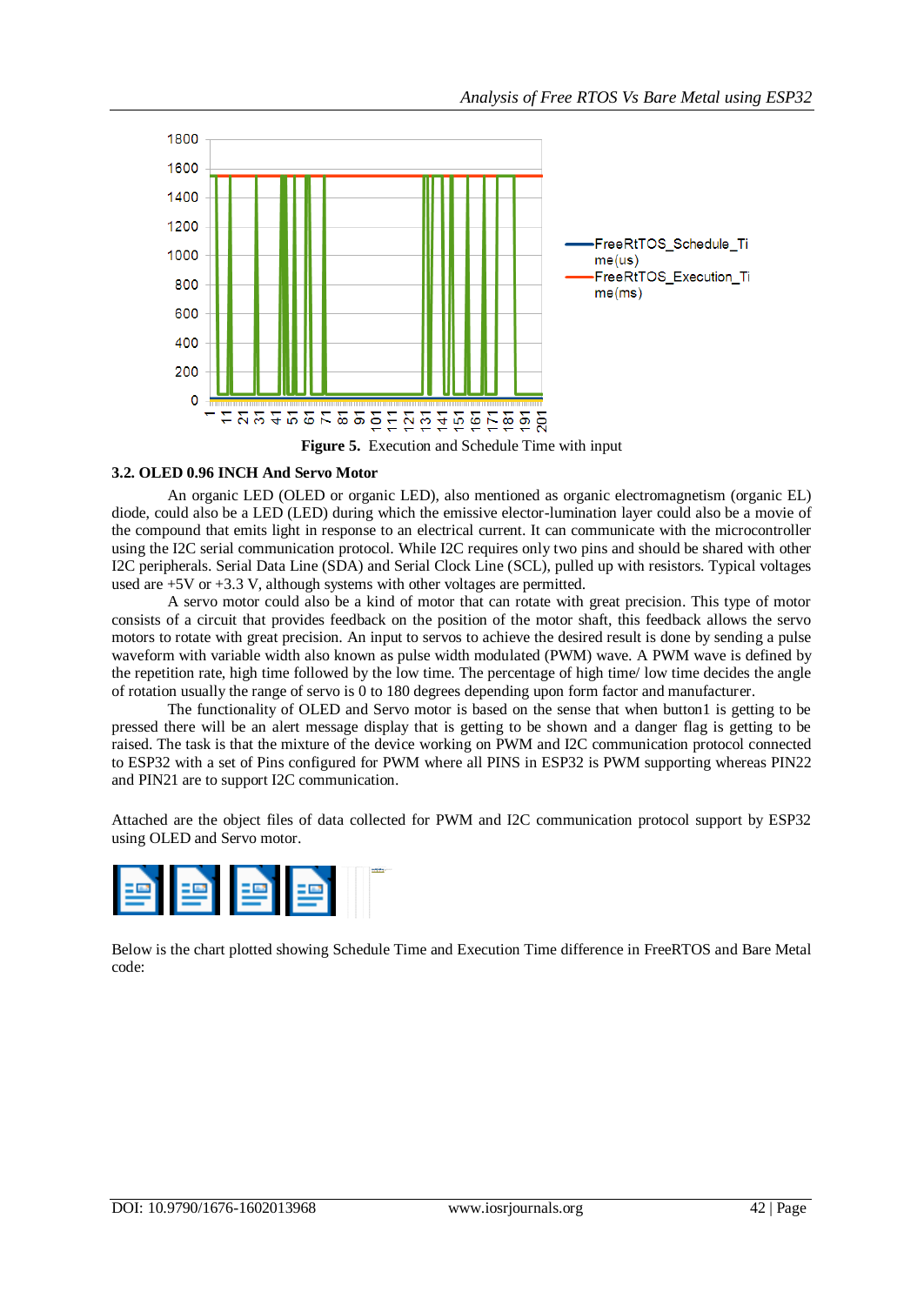**Figure 5.** Execution and Schedule Time with input

### 3.2. OLED 0.96 INCH And Servo Motor

An organic LED (OLED or organic LED), also mentioned as organic electromagnetism (organic EL) diode, could also be a LED (LED) during which the emissive elector-lumination layer could also be a movie of the compound that emits light in response to an electrical current. It can communicate with the microcontroller using the I2C serial communication protocol. While I2C requires only two pins and should be shared with other I2C peripherals. Serial Data Line (SDA) and Serial Clock Line (SCL), pulled up with resistors. Typical voltages used are +5V or +3.3 V, although systems with other voltages are permitted.

A servo motor could also be a kind of motor that can rotate with great precision. This type of motor consists of a circuit that provides feedback on the position of the motor shaft, this feedback allows the servo motors to rotate with great precision. An input to servos to achieve the desired result is done by sending a pulse waveform with variable width also known as pulse width modulated (PWM) wave. A PWM wave is defined by the repetition rate, high time followed by the low time. The percentage of high time/ low time decides the angle of rotation usually the range of servo is 0 to 180 degrees depending upon form factor and manufacturer.

The functionality of OLED and Servo motor is based on the sense that when button1 is getting to be pressed there will be an alert message display that is getting to be shown and a danger flag is getting to be raised. The task is that the mixture of the device working on PWM and I2C communication protocol connected to ESP32 with a set of Pins configured for PWM where all PINS in ESP32 is PWM supporting whereas PIN22 and PIN21 are to support I2C communication.

Attached are the object files of data collected for PWM and I2C communication protocol support by ESP32 using OLED and Servo motor.

Below is the chart plotted showing Schedule Time and Execution Time difference in FreeRTOS and Bare Metal code: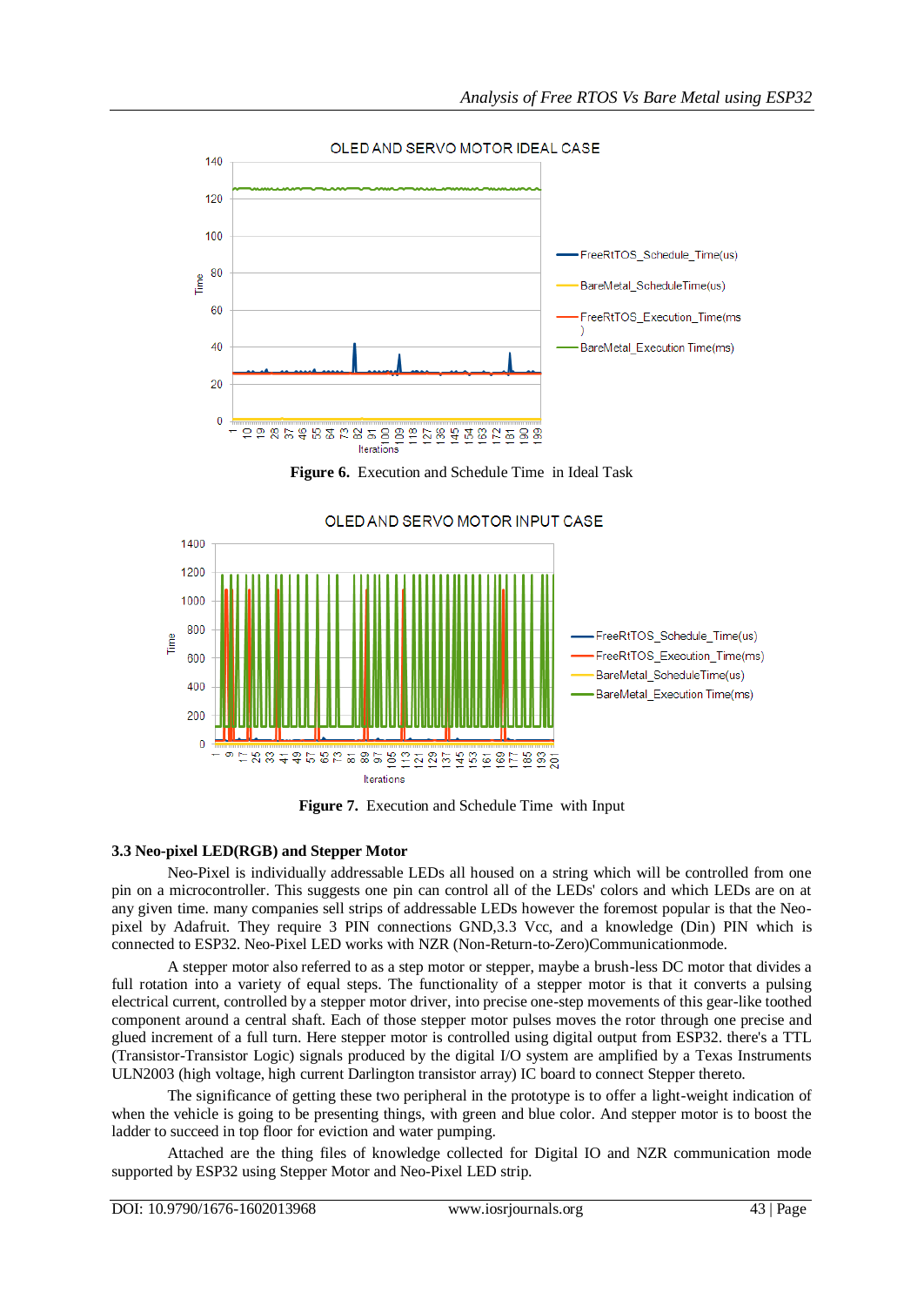**Figure 6.** Execution and Schedule Time in Ideal Task

**Figure 7.** Execution and Schedule Time with Input

### 3.3 Neo-pixel LED(RGB) and Stepper Motor

Neo-Pixel is individually addressable LEDs all housed on a string which will be controlled from one pin on a microcontroller. This suggests one pin can control all of the LEDs' colors and which LEDs are on at any given time. many companies sell strips of addressable LEDs however the foremost popular is that the Neo-pixel by Adafruit. They require 3 PIN connections GND,3.3 Vcc, and a knowledge (Din) PIN which is connected to ESP32. Neo-Pixel LED works with NZR (Non-Return-to-Zero)Communicationmode.

A stepper motor also referred to as a step motor or stepper, maybe a brush-less DC motor that divides a full rotation into a variety of equal steps. The functionality of a stepper motor is that it converts a pulsing electrical current, controlled by a stepper motor driver, into precise one-step movements of this gear-like toothed component around a central shaft. Each of those stepper motor pulses moves the rotor through one precise and glued increment of a full turn. Here stepper motor is controlled using digital output from ESP32. there's a TTL (Transistor-Transistor Logic) signals produced by the digital I/O system are amplified by a Texas Instruments ULN2003 (high voltage, high current Darlington transistor array) IC board to connect Stepper thereto.

The significance of getting these two peripheral in the prototype is to offer a light-weight indication of when the vehicle is going to be presenting things, with green and blue color. And stepper motor is to boost the ladder to succeed in top floor for eviction and water pumping.

Attached are the thing files of knowledge collected for Digital IO and NZR communication mode supported by ESP32 using Stepper Motor and Neo-Pixel LED strip.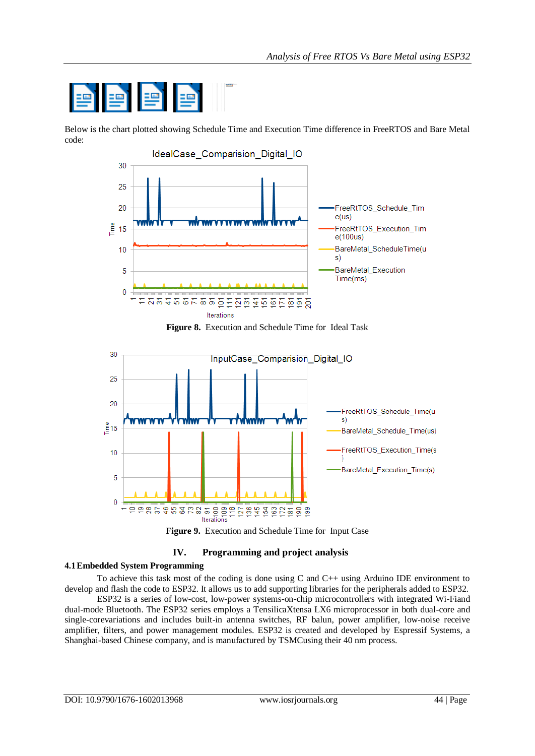Below is the chart plotted showing Schedule Time and Execution Time difference in FreeRTOS and Bare Metal code:

**Figure 8.** Execution and Schedule Time for Ideal Task

**Figure 9.** Execution and Schedule Time for Input Case

## IV. Programming and project analysis

### 4.1 Embedded System Programming

To achieve this task most of the coding is done using C and C++ using Arduino IDE environment to develop and flash the code to ESP32. It allows us to add supporting libraries for the peripherals added to ESP32.

ESP32 is a series of low-cost, low-power systems-on-chip microcontrollers with integrated Wi-Fiand dual-mode Bluetooth. The ESP32 series employs a TensilicaXtensa LX6 microprocessor in both dual-core and single-corevariations and includes built-in antenna switches, RF balun, power amplifier, low-noise receive amplifier, filters, and power management modules. ESP32 is created and developed by Espressif Systems, a Shanghai-based Chinese company, and is manufactured by TSMCusing their 40 nm process.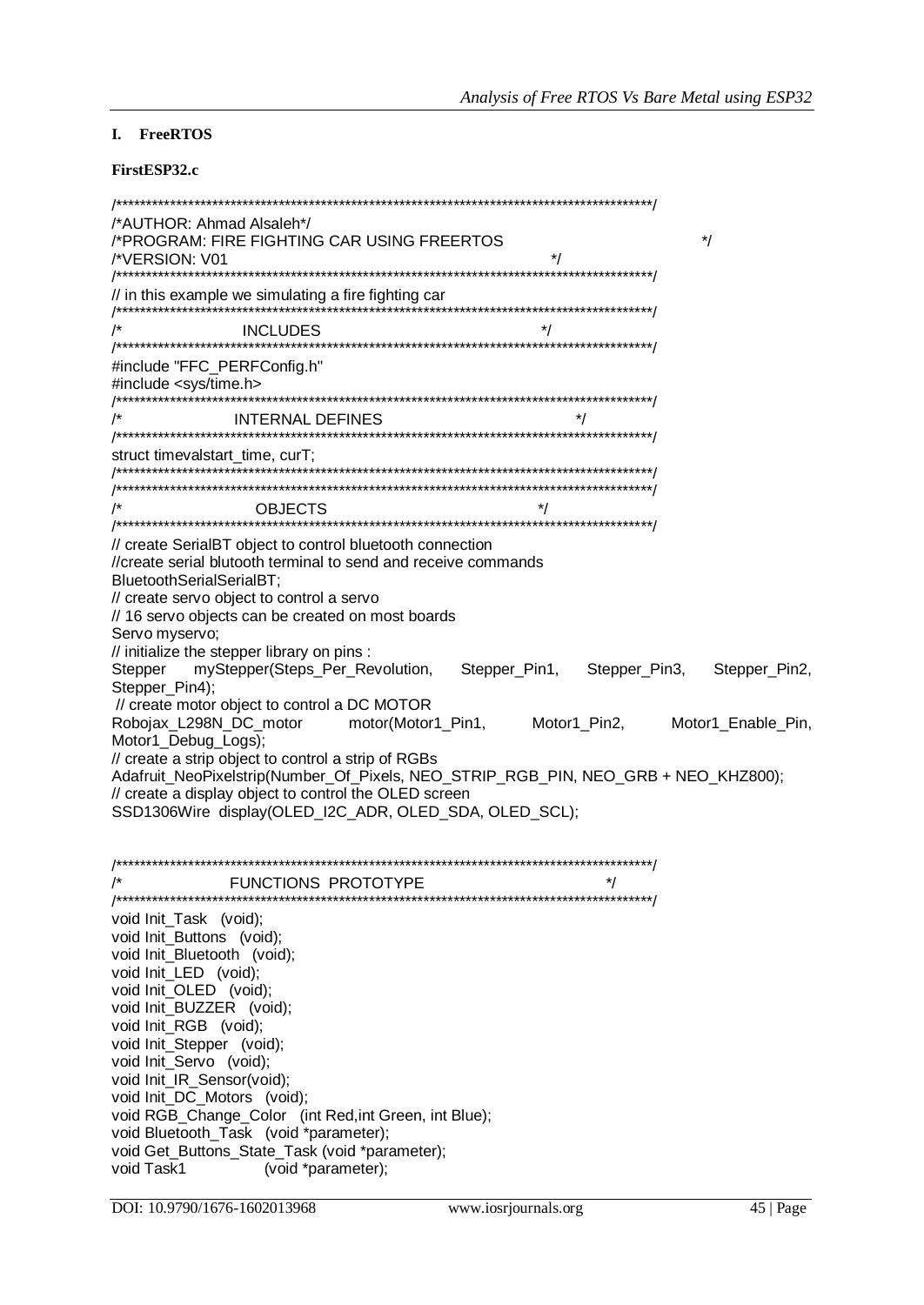## I. FreeRTOS

**FirstESP32.c**

```
/*****************************************************************************************/
/*AUTHOR: Ahmad Alsaleh*/
/*PROGRAM: FIRE FIGHTING CAR USING FREERTOS                                              */
/*VERSION: V01                                                           */
/*****************************************************************************************/
// in this example we simulating a fire fighting car
/*****************************************************************************************/
/*                          INCLUDES                                      */
/*****************************************************************************************/
#include "FFC_PERFConfig.h"
#include <sys/time.h>
/*****************************************************************************************/
/*                     INTERNAL DEFINES                                   */
/*****************************************************************************************/
struct timevalstart_time, curT;
/*****************************************************************************************/
/*****************************************************************************************/
/*                          OBJECTS                                       */
/*****************************************************************************************/
// create SerialBT object to control bluetooth connection
//create serial blutooth terminal to send and receive commands
BluetoothSerialSerialBT;
// create servo object to control a servo
// 16 servo objects can be created on most boards
Servo myservo;
// initialize the stepper library on pins :
Stepper    myStepper(Steps_Per_Revolution,    Stepper_Pin1,    Stepper_Pin3,    Stepper_Pin2,
Stepper_Pin4);
 // create motor object to control a DC MOTOR
Robojax_L298N_DC_motor       motor(Motor1_Pin1,       Motor1_Pin2,       Motor1_Enable_Pin,
Motor1_Debug_Logs);
// create a strip object to control a strip of RGBs
Adafruit_NeoPixelstrip(Number_Of_Pixels, NEO_STRIP_RGB_PIN, NEO_GRB + NEO_KHZ800);
// create a display object to control the OLED screen
SSD1306Wire  display(OLED_I2C_ADR, OLED_SDA, OLED_SCL);


/*****************************************************************************************/
/*                    FUNCTIONS  PROTOTYPE                                */
/*****************************************************************************************/
void Init_Task   (void);
void Init_Buttons  (void);
void Init_Bluetooth  (void);
void Init_LED  (void);
void Init_OLED  (void);
void Init_BUZZER  (void);
void Init_RGB  (void);
void Init_Stepper  (void);
void Init_Servo  (void);
void Init_IR_Sensor(void);
void Init_DC_Motors  (void);
void RGB_Change_Color   (int Red,int Green, int Blue);
void Bluetooth_Task   (void *parameter);
void Get_Buttons_State_Task (void *parameter);
void Task1                (void *parameter);
```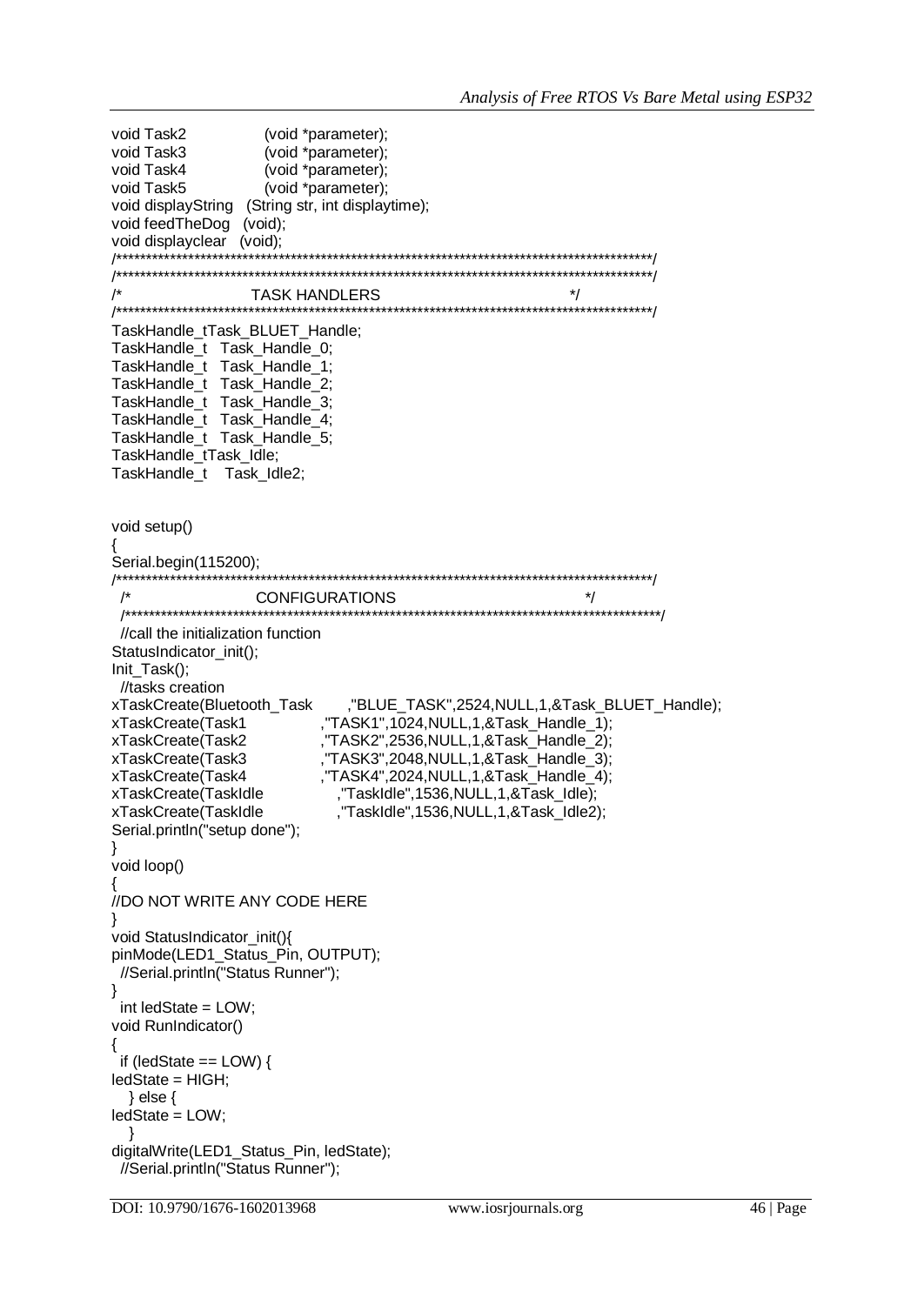```
void Task2              (void *parameter);
void Task3              (void *parameter);
void Task4              (void *parameter);
void Task5              (void *parameter);
void displayString   (String str, int displaytime);
void feedTheDog   (void);
void displayclear   (void);
/*******************************************************************************************/
/*******************************************************************************************/
/*                              TASK HANDLERS                                              */
/*******************************************************************************************/
TaskHandle_tTask_BLUET_Handle;
TaskHandle_t   Task_Handle_0;
TaskHandle_t   Task_Handle_1;
TaskHandle_t   Task_Handle_2;
TaskHandle_t   Task_Handle_3;
TaskHandle_t   Task_Handle_4;
TaskHandle_t   Task_Handle_5;
TaskHandle_tTask_Idle;
TaskHandle_t    Task_Idle2;


void setup()
{
Serial.begin(115200);
/*******************************************************************************************/
  /*                              CONFIGURATIONS                                           */
  /*****************************************************************************************/
  //call the initialization function
StatusIndicator_init();
Init_Task();
  //tasks creation
xTaskCreate(Bluetooth_Task       ,"BLUE_TASK",2524,NULL,1,&Task_BLUET_Handle);
xTaskCreate(Task1              ,"TASK1",1024,NULL,1,&Task_Handle_1);
xTaskCreate(Task2              ,"TASK2",2536,NULL,1,&Task_Handle_2);
xTaskCreate(Task3              ,"TASK3",2048,NULL,1,&Task_Handle_3);
xTaskCreate(Task4              ,"TASK4",2024,NULL,1,&Task_Handle_4);
xTaskCreate(TaskIdle             ,"TaskIdle",1536,NULL,1,&Task_Idle);
xTaskCreate(TaskIdle             ,"TaskIdle",1536,NULL,1,&Task_Idle2);
Serial.println("setup done");
}
void loop()
{
//DO NOT WRITE ANY CODE HERE
}
void StatusIndicator_init(){
pinMode(LED1_Status_Pin, OUTPUT);
  //Serial.println("Status Runner");
}
  int ledState = LOW;
void RunIndicator()
{
  if (ledState == LOW) {
ledState = HIGH;
    } else {
ledState = LOW;
    }
digitalWrite(LED1_Status_Pin, ledState);
  //Serial.println("Status Runner");
```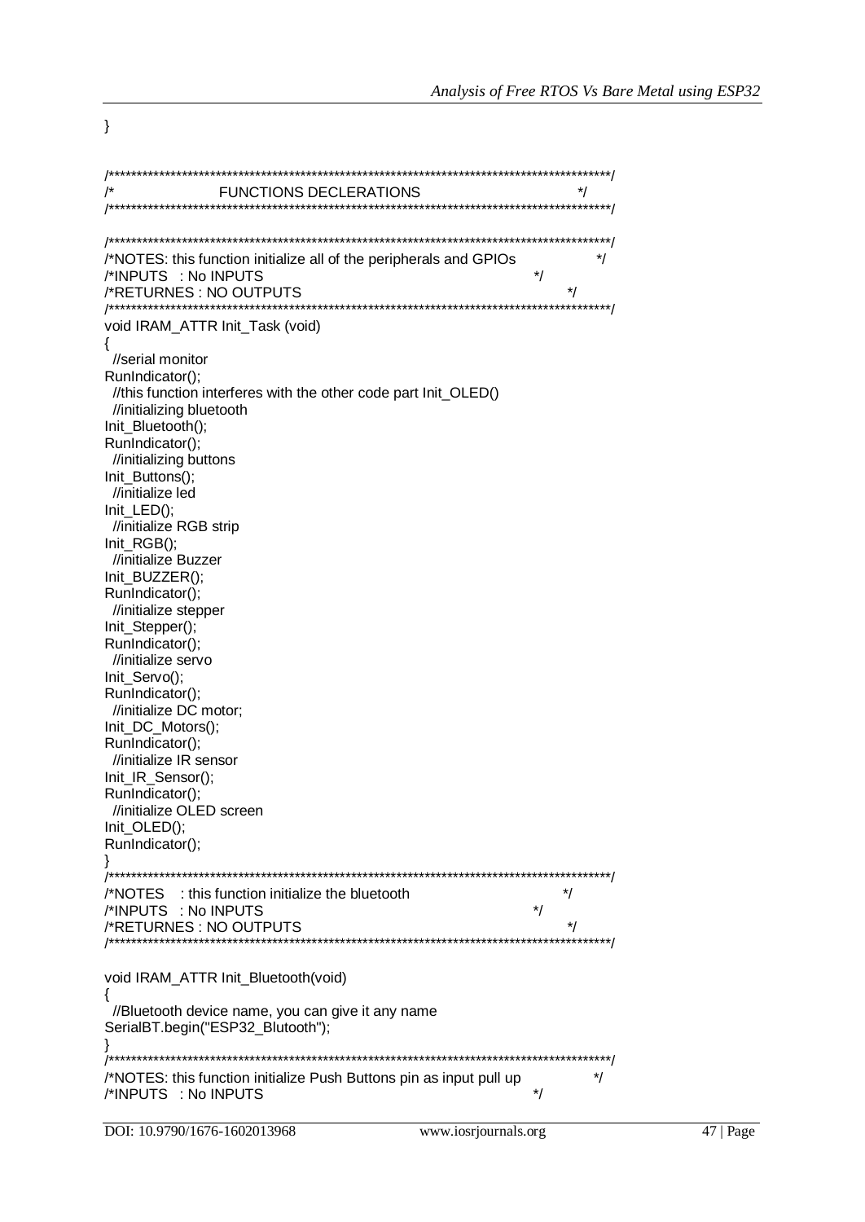```
}

/*******************************************************************************************/
/*                    FUNCTIONS DECLERATIONS                                               */
/*******************************************************************************************/

/*******************************************************************************************/
/*NOTES: this function initialize all of the peripherals and GPIOs                         */
/*INPUTS   : No INPUTS                                                                     */
/*RETURNES : NO OUTPUTS                                                                    */
/*******************************************************************************************/
void IRAM_ATTR Init_Task (void)
{
  //serial monitor
RunIndicator();
  //this function interferes with the other code part Init_OLED()
  //initializing bluetooth
Init_Bluetooth();
RunIndicator();
  //initializing buttons
Init_Buttons();
  //initialize led
Init_LED();
  //initialize RGB strip
Init_RGB();
  //initialize Buzzer
Init_BUZZER();
RunIndicator();
  //initialize stepper
Init_Stepper();
RunIndicator();
  //initialize servo
Init_Servo();
RunIndicator();
  //initialize DC motor;
Init_DC_Motors();
RunIndicator();
  //initialize IR sensor
Init_IR_Sensor();
RunIndicator();
  //initialize OLED screen
Init_OLED();
RunIndicator();
}
/*******************************************************************************************/
/*NOTES    : this function initialize the bluetooth                                        */
/*INPUTS   : No INPUTS                                                                     */
/*RETURNES : NO OUTPUTS                                                                    */
/*******************************************************************************************/

void IRAM_ATTR Init_Bluetooth(void)
{
  //Bluetooth device name, you can give it any name
SerialBT.begin("ESP32_Blutooth");
}
/*******************************************************************************************/
/*NOTES: this function initialize Push Buttons pin as input pull up                        */
/*INPUTS   : No INPUTS                                                                     */
```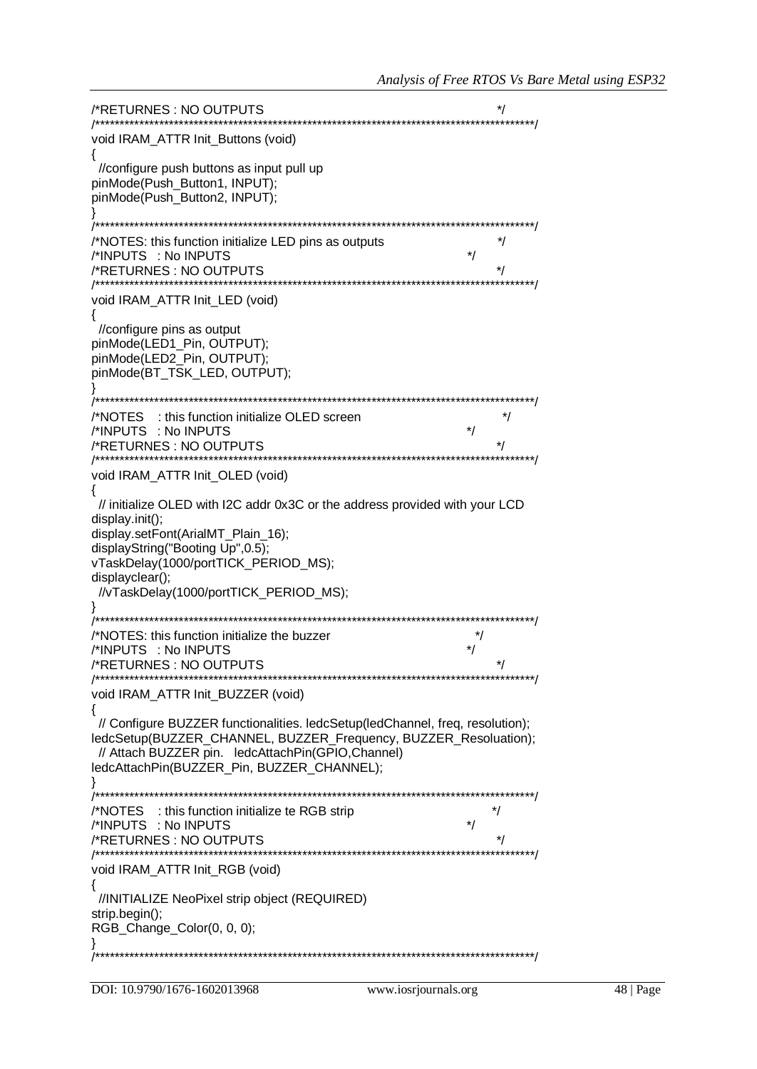```
/*RETURNES : NO OUTPUTS                                                         */
/******************************************************************************************/
void IRAM_ATTR Init_Buttons (void)
{
  //configure push buttons as input pull up
pinMode(Push_Button1, INPUT);
pinMode(Push_Button2, INPUT);
}
/******************************************************************************************/
/*NOTES: this function initialize LED pins as outputs                            */
/*INPUTS   : No INPUTS                                                          */
/*RETURNES : NO OUTPUTS                                                         */
/******************************************************************************************/
void IRAM_ATTR Init_LED (void)
{
  //configure pins as output
pinMode(LED1_Pin, OUTPUT);
pinMode(LED2_Pin, OUTPUT);
pinMode(BT_TSK_LED, OUTPUT);
}
/******************************************************************************************/
/*NOTES    : this function initialize OLED screen                                */
/*INPUTS   : No INPUTS                                                          */
/*RETURNES : NO OUTPUTS                                                         */
/******************************************************************************************/
void IRAM_ATTR Init_OLED (void)
{
  // initialize OLED with I2C addr 0x3C or the address provided with your LCD
display.init();
display.setFont(ArialMT_Plain_16);
displayString("Booting Up",0.5);
vTaskDelay(1000/portTICK_PERIOD_MS);
displayclear();
  //vTaskDelay(1000/portTICK_PERIOD_MS);
}
/******************************************************************************************/
/*NOTES: this function initialize the buzzer                                     */
/*INPUTS   : No INPUTS                                                          */
/*RETURNES : NO OUTPUTS                                                         */
/******************************************************************************************/
void IRAM_ATTR Init_BUZZER (void)
{
  // Configure BUZZER functionalities. ledcSetup(ledChannel, freq, resolution);
ledcSetup(BUZZER_CHANNEL, BUZZER_Frequency, BUZZER_Resoluation);
  // Attach BUZZER pin.   ledcAttachPin(GPIO,Channel)
ledcAttachPin(BUZZER_Pin, BUZZER_CHANNEL);
}
/******************************************************************************************/
/*NOTES    : this function initialize te RGB strip                               */
/*INPUTS   : No INPUTS                                                          */
/*RETURNES : NO OUTPUTS                                                         */
/******************************************************************************************/
void IRAM_ATTR Init_RGB (void)
{
  //INITIALIZE NeoPixel strip object (REQUIRED)
strip.begin();
RGB_Change_Color(0, 0, 0);
}
/******************************************************************************************/
```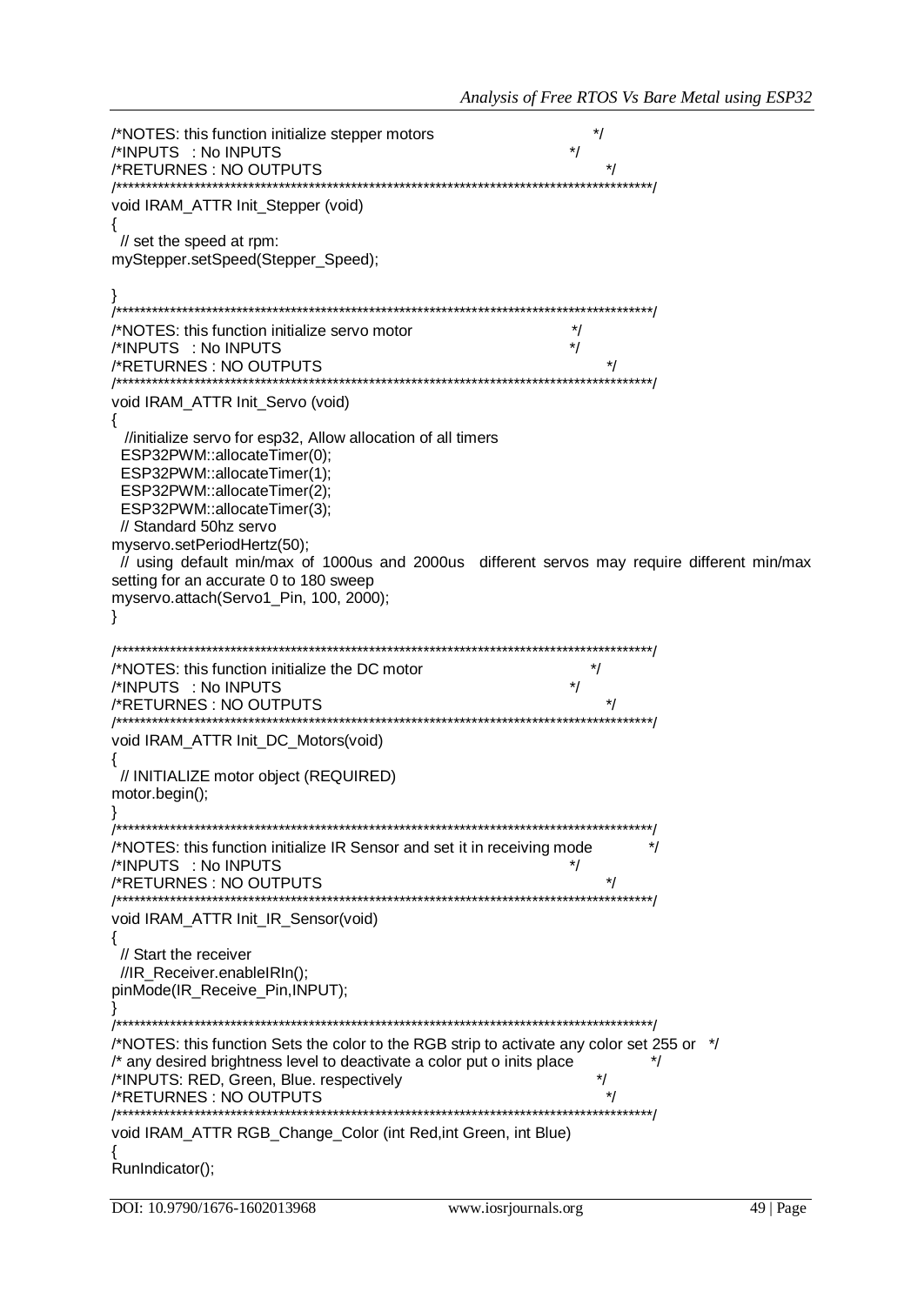```
/*NOTES: this function initialize stepper motors                          */
/*INPUTS   : No INPUTS                                                    */
/*RETURNES : NO OUTPUTS                                                    */
/*****************************************************************************************/
void IRAM_ATTR Init_Stepper (void)
{
  // set the speed at rpm:
mySteper.setSpeed(Stepper_Speed);

}
/*****************************************************************************************/
/*NOTES: this function initialize servo motor                             */
/*INPUTS   : No INPUTS                                                    */
/*RETURNES : NO OUTPUTS                                                    */
/*****************************************************************************************/
void IRAM_ATTR Init_Servo (void)
{
  //initialize servo for esp32, Allow allocation of all timers
  ESP32PWM::allocateTimer(0);
  ESP32PWM::allocateTimer(1);
  ESP32PWM::allocateTimer(2);
  ESP32PWM::allocateTimer(3);
  // Standard 50hz servo
myservo.setPeriodHertz(50);
  // using default min/max of 1000us and 2000us  different servos may require different min/max setting for an accurate 0 to 180 sweep
myservo.attach(Servo1_Pin, 100, 2000);
}

/*****************************************************************************************/
/*NOTES: this function initialize the DC motor                            */
/*INPUTS   : No INPUTS                                                    */
/*RETURNES : NO OUTPUTS                                                    */
/*****************************************************************************************/
void IRAM_ATTR Init_DC_Motors(void)
{
  // INITIALIZE motor object (REQUIRED)
motor.begin();
}
/*****************************************************************************************/
/*NOTES: this function initialize IR Sensor and set it in receiving mode          */
/*INPUTS   : No INPUTS                                                    */
/*RETURNES : NO OUTPUTS                                                    */
/*****************************************************************************************/
void IRAM_ATTR Init_IR_Sensor(void)
{
  // Start the receiver
  //IR_Receiver.enableIRIn();
pinMode(IR_Receive_Pin,INPUT);
}
/*****************************************************************************************/
/*NOTES: this function Sets the color to the RGB strip to activate any color set 255 or  */
/* any desired brightness level to deactivate a color put o inits place           */
/*INPUTS: RED, Green, Blue. respectively                                   */
/*RETURNES : NO OUTPUTS                                                    */
/*****************************************************************************************/
void IRAM_ATTR RGB_Change_Color (int Red,int Green, int Blue)
{
RunIndicator();
```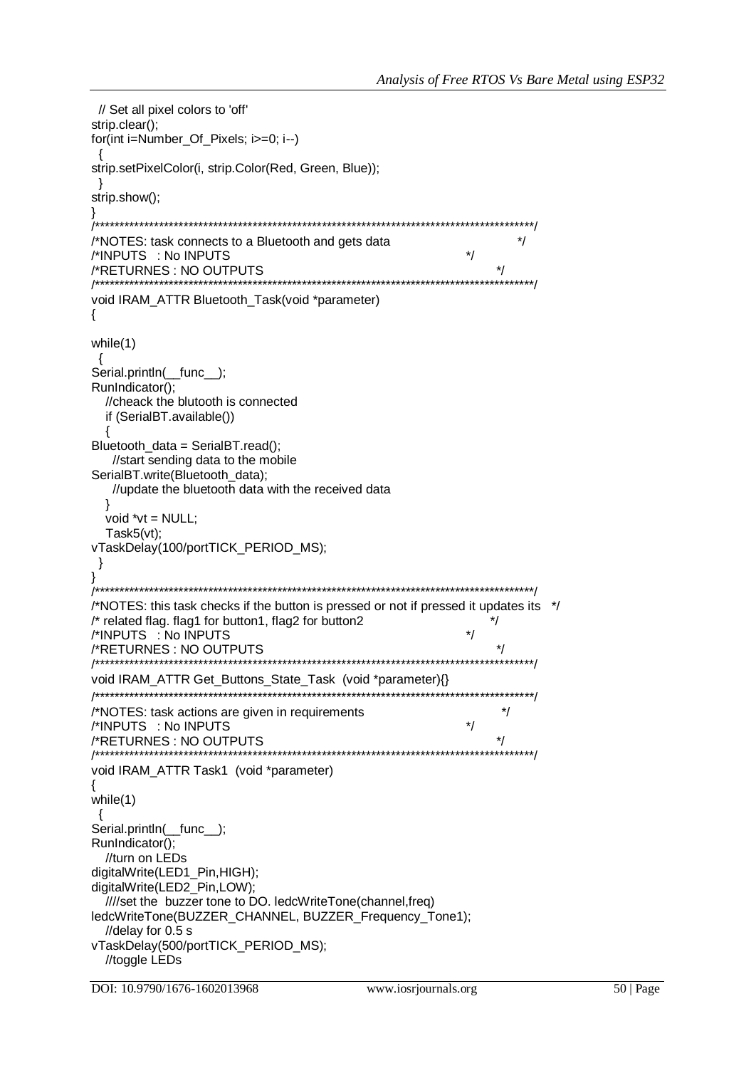```
  // Set all pixel colors to 'off'
strip.clear();
for(int i=Number_Of_Pixels; i>=0; i--)
  {
strip.setPixelColor(i, strip.Color(Red, Green, Blue));
  }
strip.show();
}
/*******************************************************************************************/
/*NOTES: task connects to a Bluetooth and gets data                                      */
/*INPUTS   : No INPUTS                                                        */
/*RETURNES : NO OUTPUTS                                                        */
/*******************************************************************************************/
void IRAM_ATTR Bluetooth_Task(void *parameter)
{

while(1)
  {
Serial.println(__func__);
RunIndicator();
   //cheack the blutooth is connected
   if (SerialBT.available())
   {
Bluetooth_data = SerialBT.read();
     //start sending data to the mobile
SerialBT.write(Bluetooth_data);
     //update the bluetooth data with the received data
   }
   void *vt = NULL;
   Task5(vt);
vTaskDelay(100/portTICK_PERIOD_MS);
  }
}
/*******************************************************************************************/
/*NOTES: this task checks if the button is pressed or not if pressed it updates its  */
/* related flag. flag1 for button1, flag2 for button2                          */
/*INPUTS   : No INPUTS                                                        */
/*RETURNES : NO OUTPUTS                                                        */
/*******************************************************************************************/
void IRAM_ATTR Get_Buttons_State_Task  (void *parameter){}
/*******************************************************************************************/
/*NOTES: task actions are given in requirements                                   */
/*INPUTS   : No INPUTS                                                        */
/*RETURNES : NO OUTPUTS                                                        */
/*******************************************************************************************/
void IRAM_ATTR Task1  (void *parameter)
{
while(1)
  {
Serial.println(__func__);
RunIndicator();
   //turn on LEDs
digitalWrite(LED1_Pin,HIGH);
digitalWrite(LED2_Pin,LOW);
   ////set the  buzzer tone to DO. ledcWriteTone(channel,freq)
ledcWriteTone(BUZZER_CHANNEL, BUZZER_Frequency_Tone1);
   //delay for 0.5 s
vTaskDelay(500/portTICK_PERIOD_MS);
   //toggle LEDs
```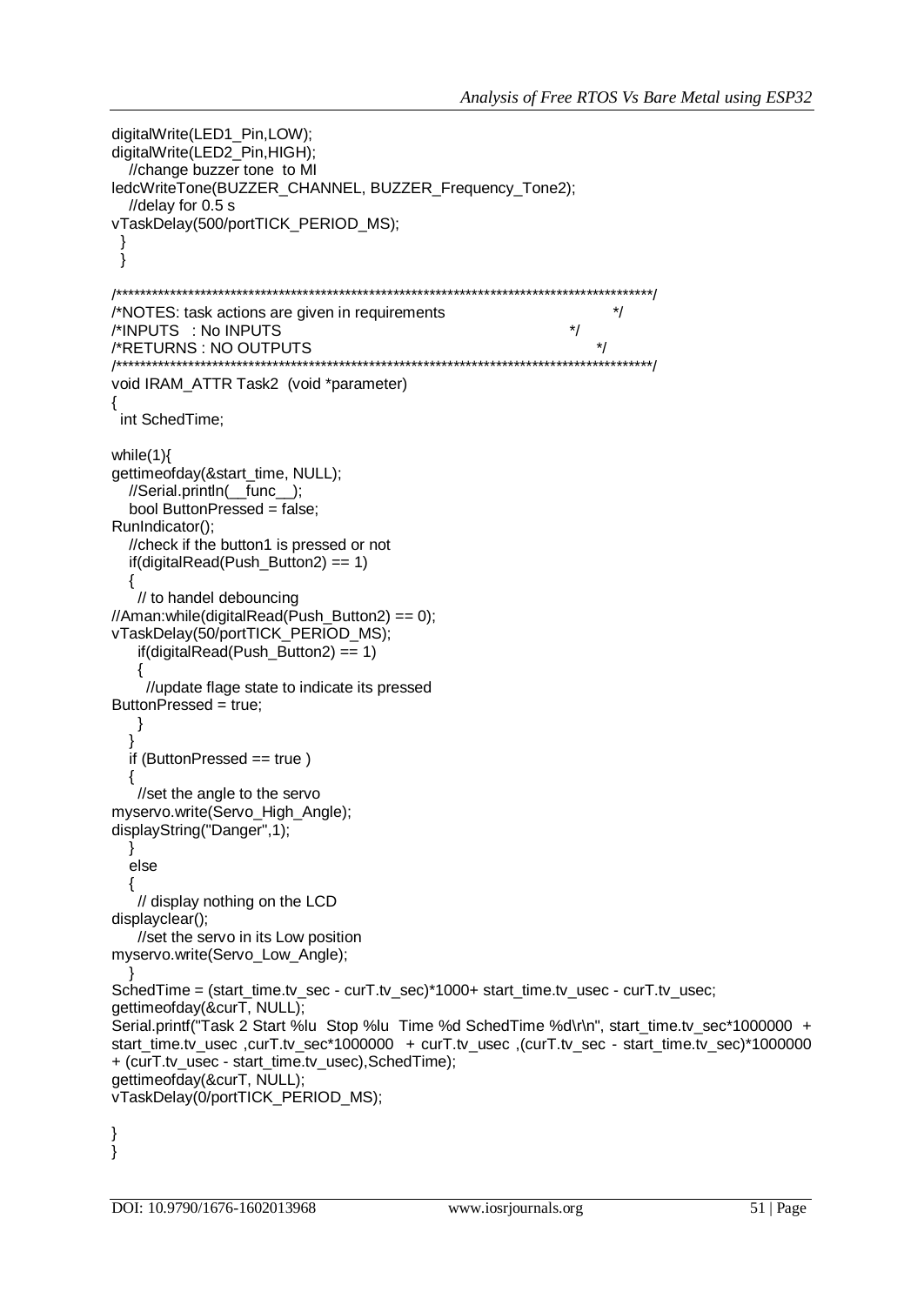```
digitalWrite(LED1_Pin,LOW);
digitalWrite(LED2_Pin,HIGH);
  //change buzzer tone  to MI
ledcWriteTone(BUZZER_CHANNEL, BUZZER_Frequency_Tone2);
  //delay for 0.5 s
vTaskDelay(500/portTICK_PERIOD_MS);
 }
 }

/*****************************************************************************************/
/*NOTES: task actions are given in requirements                                          */
/*INPUTS   : No INPUTS                                                                   */
/*RETURNS : NO OUTPUTS                                                                   */
/*****************************************************************************************/
void IRAM_ATTR Task2  (void *parameter)
{
 int SchedTime;

while(1){
gettimeofday(&start_time, NULL);
  //Serial.println(__func__);
  bool ButtonPressed = false;
RunIndicator();
  //check if the button1 is pressed or not
  if(digitalRead(Push_Button2) == 1)
  {
   // to handel debouncing
//Aman:while(digitalRead(Push_Button2) == 0);
vTaskDelay(50/portTICK_PERIOD_MS);
    if(digitalRead(Push_Button2) == 1)
    {
     //update flage state to indicate its pressed
ButtonPressed = true;
    }
  }
  if (ButtonPressed == true )
  {
    //set the angle to the servo
myservo.write(Servo_High_Angle);
displayString("Danger",1);
  }
  else
  {
   // display nothing on the LCD
displayclear();
    //set the servo in its Low position
myservo.write(Servo_Low_Angle);
  }
SchedTime = (start_time.tv_sec - curT.tv_sec)*1000+ start_time.tv_usec - curT.tv_usec;
gettimeofday(&curT, NULL);
Serial.printf("Task 2 Start %lu  Stop %lu  Time %d SchedTime %d\r\n", start_time.tv_sec*1000000  +
start_time.tv_usec ,curT.tv_sec*1000000  + curT.tv_usec ,(curT.tv_sec - start_time.tv_sec)*1000000
+ (curT.tv_usec - start_time.tv_usec),SchedTime);
gettimeofday(&curT, NULL);
vTaskDelay(0/portTICK_PERIOD_MS);

}
}
```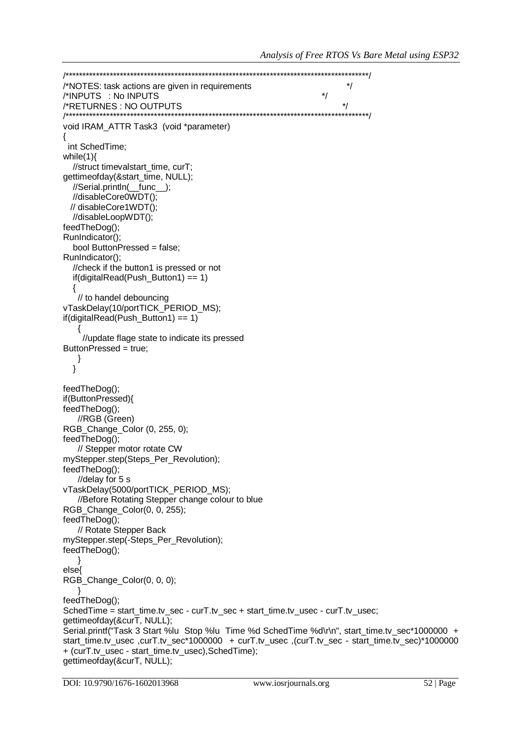```
/*****************************************************************************************/
/*NOTES: task actions are given in requirements                                          */
/*INPUTS   : No INPUTS                                                                   */
/*RETURNES : NO OUTPUTS                                                                  */
/*****************************************************************************************/
void IRAM_ATTR Task3  (void *parameter)
{
  int SchedTime;
while(1){
   //struct timevalstart_time, curT;
gettimeofday(&start_time, NULL);
   //Serial.println(__func__);
   //disableCore0WDT();
  // disableCore1WDT();
   //disableLoopWDT();
feedTheDog();
RunIndicator();
   bool ButtonPressed = false;
RunIndicator();
   //check if the button1 is pressed or not
   if(digitalRead(Push_Button1) == 1)
   {
    // to handel debouncing
vTaskDelay(10/portTICK_PERIOD_MS);
if(digitalRead(Push_Button1) == 1)
    {
     //update flage state to indicate its pressed
ButtonPressed = true;
    }
   }

feedTheDog();
if(ButtonPressed){
feedTheDog();
    //RGB (Green)
RGB_Change_Color (0, 255, 0);
feedTheDog();
    // Stepper motor rotate CW
myStepper.step(Steps_Per_Revolution);
feedTheDog();
    //delay for 5 s
vTaskDelay(5000/portTICK_PERIOD_MS);
    //Before Rotating Stepper change colour to blue
RGB_Change_Color(0, 0, 255);
feedTheDog();
    // Rotate Stepper Back
myStepper.step(-Steps_Per_Revolution);
feedTheDog();
    }
else{
RGB_Change_Color(0, 0, 0);
    }
feedTheDog();
SchedTime = start_time.tv_sec - curT.tv_sec + start_time.tv_usec - curT.tv_usec;
gettimeofday(&curT, NULL);
Serial.printf("Task 3 Start %lu  Stop %lu  Time %d SchedTime %d\r\n", start_time.tv_sec*1000000  +
start_time.tv_usec ,curT.tv_sec*1000000  + curT.tv_usec ,(curT.tv_sec - start_time.tv_sec)*1000000
+ (curT.tv_usec - start_time.tv_usec),SchedTime);
gettimeofday(&curT, NULL);
```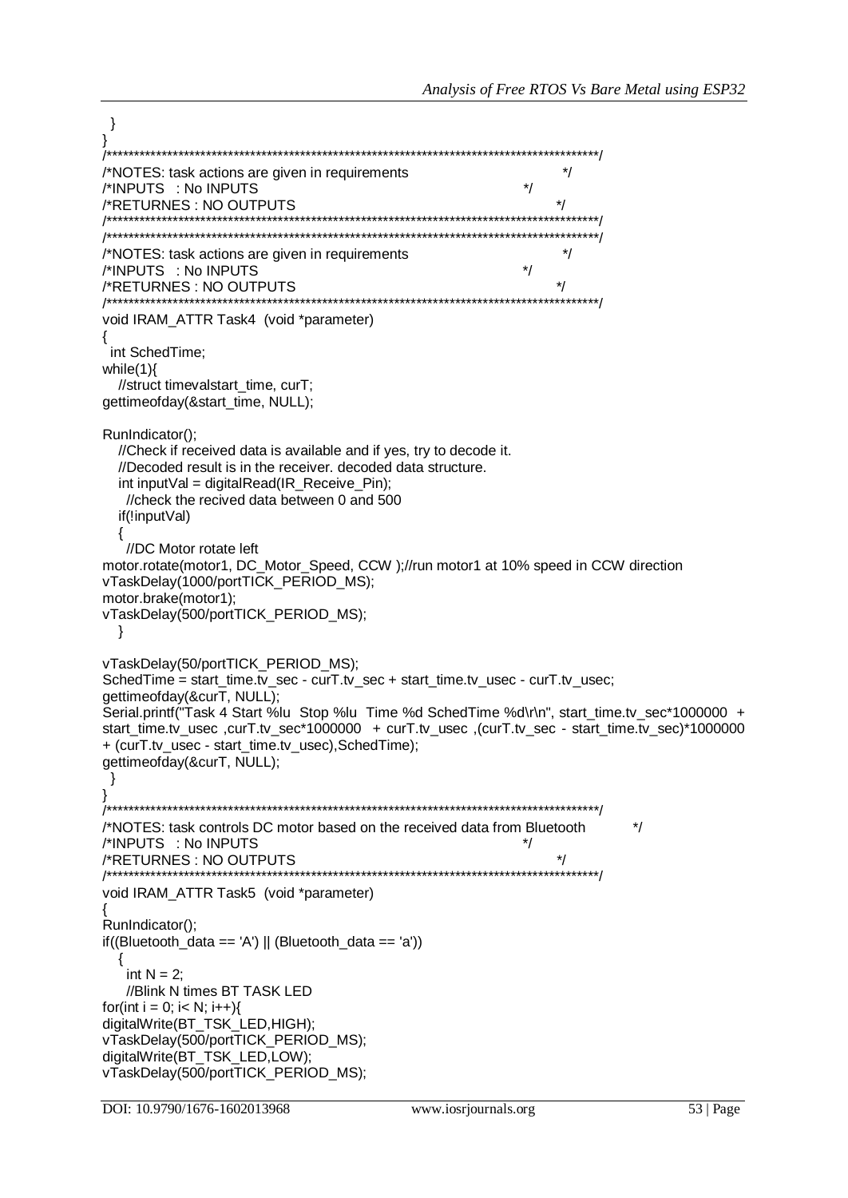```
  }
}
/*******************************************************************************************/
/*NOTES: task actions are given in requirements                                          */
/*INPUTS   : No INPUTS                                                                   */
/*RETURNES : NO OUTPUTS                                                                  */
/*******************************************************************************************/
/*******************************************************************************************/
/*NOTES: task actions are given in requirements                                          */
/*INPUTS   : No INPUTS                                                                   */
/*RETURNES : NO OUTPUTS                                                                  */
/*******************************************************************************************/
void IRAM_ATTR Task4  (void *parameter)
{
  int SchedTime;
while(1){
   //struct timevalstart_time, curT;
gettimeofday(&start_time, NULL);

RunIndicator();
   //Check if received data is available and if yes, try to decode it.
   //Decoded result is in the receiver. decoded data structure.
   int inputVal = digitalRead(IR_Receive_Pin);
    //check the recived data between 0 and 500
   if(!inputVal)
   {
    //DC Motor rotate left
motor.rotate(motor1, DC_Motor_Speed, CCW );//run motor1 at 10% speed in CCW direction
vTaskDelay(1000/portTICK_PERIOD_MS);
motor.brake(motor1);
vTaskDelay(500/portTICK_PERIOD_MS);
   }

vTaskDelay(50/portTICK_PERIOD_MS);
SchedTime = start_time.tv_sec - curT.tv_sec + start_time.tv_usec - curT.tv_usec;
gettimeofday(&curT, NULL);
Serial.printf("Task 4 Start %lu  Stop %lu  Time %d SchedTime %d\r\n", start_time.tv_sec*1000000  +
start_time.tv_usec ,curT.tv_sec*1000000  + curT.tv_usec ,(curT.tv_sec - start_time.tv_sec)*1000000
+ (curT.tv_usec - start_time.tv_usec),SchedTime);
gettimeofday(&curT, NULL);
  }
}
/*******************************************************************************************/
/*NOTES: task controls DC motor based on the received data from Bluetooth               */
/*INPUTS   : No INPUTS                                                                   */
/*RETURNES : NO OUTPUTS                                                                  */
/*******************************************************************************************/
void IRAM_ATTR Task5  (void *parameter)
{
RunIndicator();
if((Bluetooth_data == 'A') || (Bluetooth_data == 'a'))
   {
    int N = 2;
    //Blink N times BT TASK LED
for(int i = 0; i< N; i++){
digitalWrite(BT_TSK_LED,HIGH);
vTaskDelay(500/portTICK_PERIOD_MS);
digitalWrite(BT_TSK_LED,LOW);
vTaskDelay(500/portTICK_PERIOD_MS);
```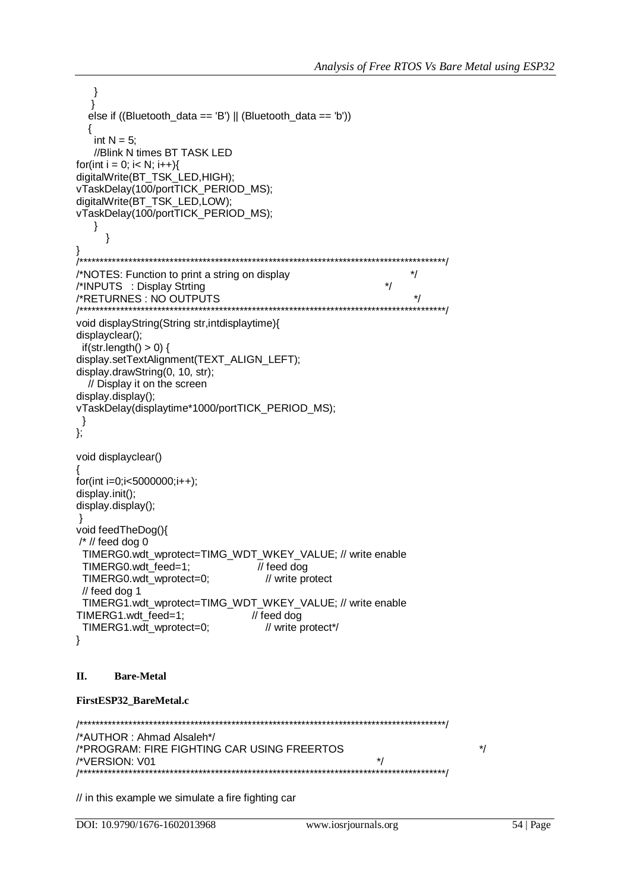```
    }
   }
  else if ((Bluetooth_data == 'B') || (Bluetooth_data == 'b'))
  {
    int N = 5;
    //Blink N times BT TASK LED
for(int i = 0; i< N; i++){
digitalWrite(BT_TSK_LED,HIGH);
vTaskDelay(100/portTICK_PERIOD_MS);
digitalWrite(BT_TSK_LED,LOW);
vTaskDelay(100/portTICK_PERIOD_MS);
    }
      }
}
/*******************************************************************************************/
/*NOTES: Function to print a string on display                                           */
/*INPUTS   : Display Strting                                                             */
/*RETURNES : NO OUTPUTS                                                                   */
/*******************************************************************************************/
void displayString(String str,intdisplaytime){
displayclear();
  if(str.length() > 0) {
display.setTextAlignment(TEXT_ALIGN_LEFT);
display.drawString(0, 10, str);
   // Display it on the screen
display.display();
vTaskDelay(displaytime*1000/portTICK_PERIOD_MS);
  }
};

void displayclear()
{
for(int i=0;i<5000000;i++);
display.init();
display.display();
 }
void feedTheDog(){
 /* // feed dog 0
  TIMERG0.wdt_wprotect=TIMG_WDT_WKEY_VALUE; // write enable
  TIMERG0.wdt_feed=1;                    // feed dog
  TIMERG0.wdt_wprotect=0;                // write protect
  // feed dog 1
  TIMERG1.wdt_wprotect=TIMG_WDT_WKEY_VALUE; // write enable
TIMERG1.wdt_feed=1;                    // feed dog
  TIMERG1.wdt_wprotect=0;                // write protect*/
}
```

## II. Bare-Metal

**FirstESP32_BareMetal.c**

```
/*******************************************************************************************/
/*AUTHOR : Ahmad Alsaleh*/
/*PROGRAM: FIRE FIGHTING CAR USING FREERTOS                                                 */
/*VERSION: V01                                                                            */
/*******************************************************************************************/

// in this example we simulate a fire fighting car
```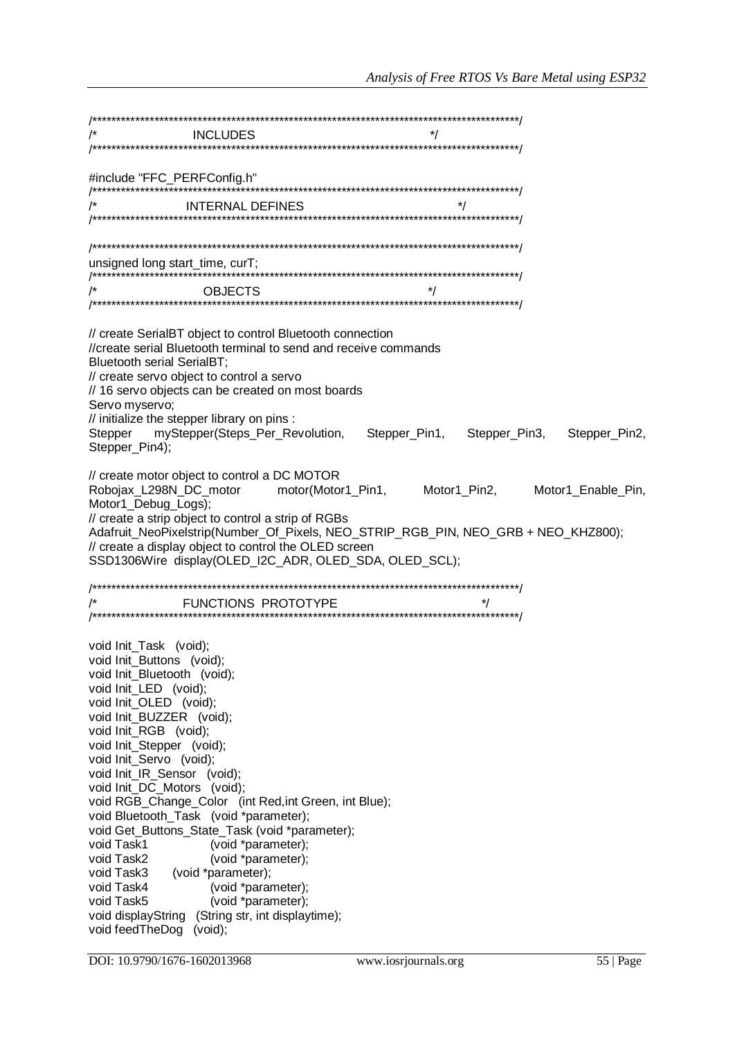```
/*****************************************************************************************/
/*                    INCLUDES                                                   */
/*****************************************************************************************/

#include "FFC_PERFConfig.h"
/*****************************************************************************************/
/*                    INTERNAL DEFINES                                           */
/*****************************************************************************************/

/*****************************************************************************************/
unsigned long start_time, curT;
/*****************************************************************************************/
/*                    OBJECTS                                                    */
/*****************************************************************************************/

// create SerialBT object to control Bluetooth connection
//create serial Bluetooth terminal to send and receive commands
Bluetooth serial SerialBT;
// create servo object to control a servo
// 16 servo objects can be created on most boards
Servo myservo;
// initialize the stepper library on pins :
Stepper    myStepper(Steps_Per_Revolution,    Stepper_Pin1,    Stepper_Pin3,    Stepper_Pin2,
Stepper_Pin4);

// create motor object to control a DC MOTOR
Robojax_L298N_DC_motor        motor(Motor1_Pin1,        Motor1_Pin2,        Motor1_Enable_Pin,
Motor1_Debug_Logs);
// create a strip object to control a strip of RGBs
Adafruit_NeoPixelstrip(Number_Of_Pixels, NEO_STRIP_RGB_PIN, NEO_GRB + NEO_KHZ800);
// create a display object to control the OLED screen
SSD1306Wire  display(OLED_I2C_ADR, OLED_SDA, OLED_SCL);

/*****************************************************************************************/
/*                    FUNCTIONS  PROTOTYPE                                       */
/*****************************************************************************************/

void Init_Task   (void);
void Init_Buttons   (void);
void Init_Bluetooth   (void);
void Init_LED   (void);
void Init_OLED   (void);
void Init_BUZZER   (void);
void Init_RGB   (void);
void Init_Stepper   (void);
void Init_Servo   (void);
void Init_IR_Sensor   (void);
void Init_DC_Motors   (void);
void RGB_Change_Color   (int Red,int Green, int Blue);
void Bluetooth_Task   (void *parameter);
void Get_Buttons_State_Task (void *parameter);
void Task1              (void *parameter);
void Task2              (void *parameter);
void Task3      (void *parameter);
void Task4              (void *parameter);
void Task5              (void *parameter);
void displayString   (String str, int displaytime);
void feedTheDog   (void);
```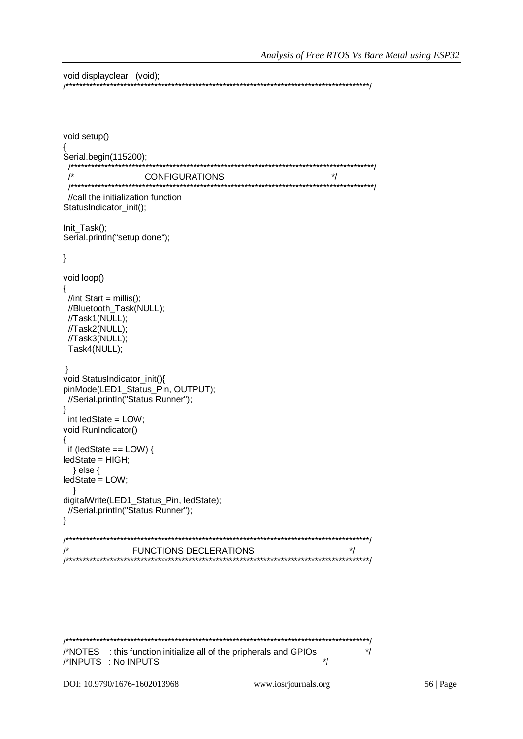```
void displayclear   (void);
/********************************************************************************************/



void setup()
{
Serial.begin(115200);
  /********************************************************************************************/
  /*                        CONFIGURATIONS                                          */
  /********************************************************************************************/
  //call the initialization function
StatusIndicator_init();

Init_Task();
Serial.println("setup done");

}

void loop()
{
  //int Start = millis();
  //Bluetooth_Task(NULL);
  //Task1(NULL);
  //Task2(NULL);
  //Task3(NULL);
  Task4(NULL);

 }
void StatusIndicator_init(){
pinMode(LED1_Status_Pin, OUTPUT);
  //Serial.println("Status Runner");
}
  int ledState = LOW;
void RunIndicator()
{
  if (ledState == LOW) {
ledState = HIGH;
    } else {
ledState = LOW;
    }
digitalWrite(LED1_Status_Pin, ledState);
  //Serial.println("Status Runner");
}

/********************************************************************************************/
/*                      FUNCTIONS DECLERATIONS                                    */
/********************************************************************************************/



/********************************************************************************************/
/*NOTES    : this function initialize all of the pripherals and GPIOs              */
/*INPUTS   : No INPUTS                                                     */
```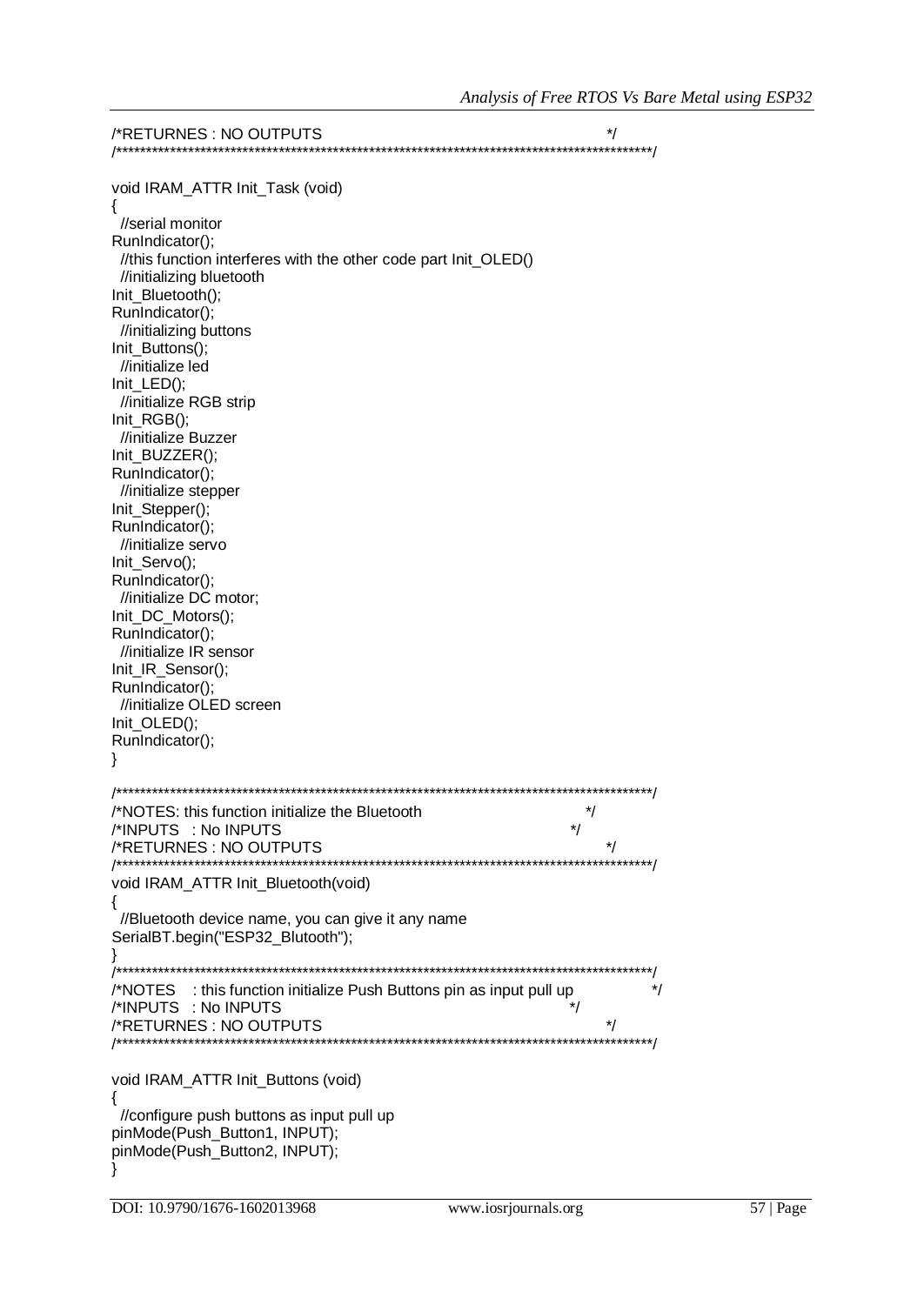```
/*RETURNES : NO OUTPUTS                                                                    */
/*******************************************************************************************/

void IRAM_ATTR Init_Task (void)
{
  //serial monitor
RunIndicator();
  //this function interferes with the other code part Init_OLED()
  //initializing bluetooth
Init_Bluetooth();
RunIndicator();
  //initializing buttons
Init_Buttons();
  //initialize led
Init_LED();
  //initialize RGB strip
Init_RGB();
  //initialize Buzzer
Init_BUZZER();
RunIndicator();
  //initialize stepper
Init_Stepper();
RunIndicator();
  //initialize servo
Init_Servo();
RunIndicator();
  //initialize DC motor;
Init_DC_Motors();
RunIndicator();
  //initialize IR sensor
Init_IR_Sensor();
RunIndicator();
  //initialize OLED screen
Init_OLED();
RunIndicator();
}

/*******************************************************************************************/
/*NOTES: this function initialize the Bluetooth                                             */
/*INPUTS   : No INPUTS                                                                      */
/*RETURNES : NO OUTPUTS                                                                     */
/*******************************************************************************************/
void IRAM_ATTR Init_Bluetooth(void)
{
  //Bluetooth device name, you can give it any name
SerialBT.begin("ESP32_Blutooth");
}
/*******************************************************************************************/
/*NOTES    : this function initialize Push Buttons pin as input pull up                     */
/*INPUTS   : No INPUTS                                                                      */
/*RETURNES : NO OUTPUTS                                                                     */
/*******************************************************************************************/

void IRAM_ATTR Init_Buttons (void)
{
  //configure push buttons as input pull up
pinMode(Push_Button1, INPUT);
pinMode(Push_Button2, INPUT);
}
```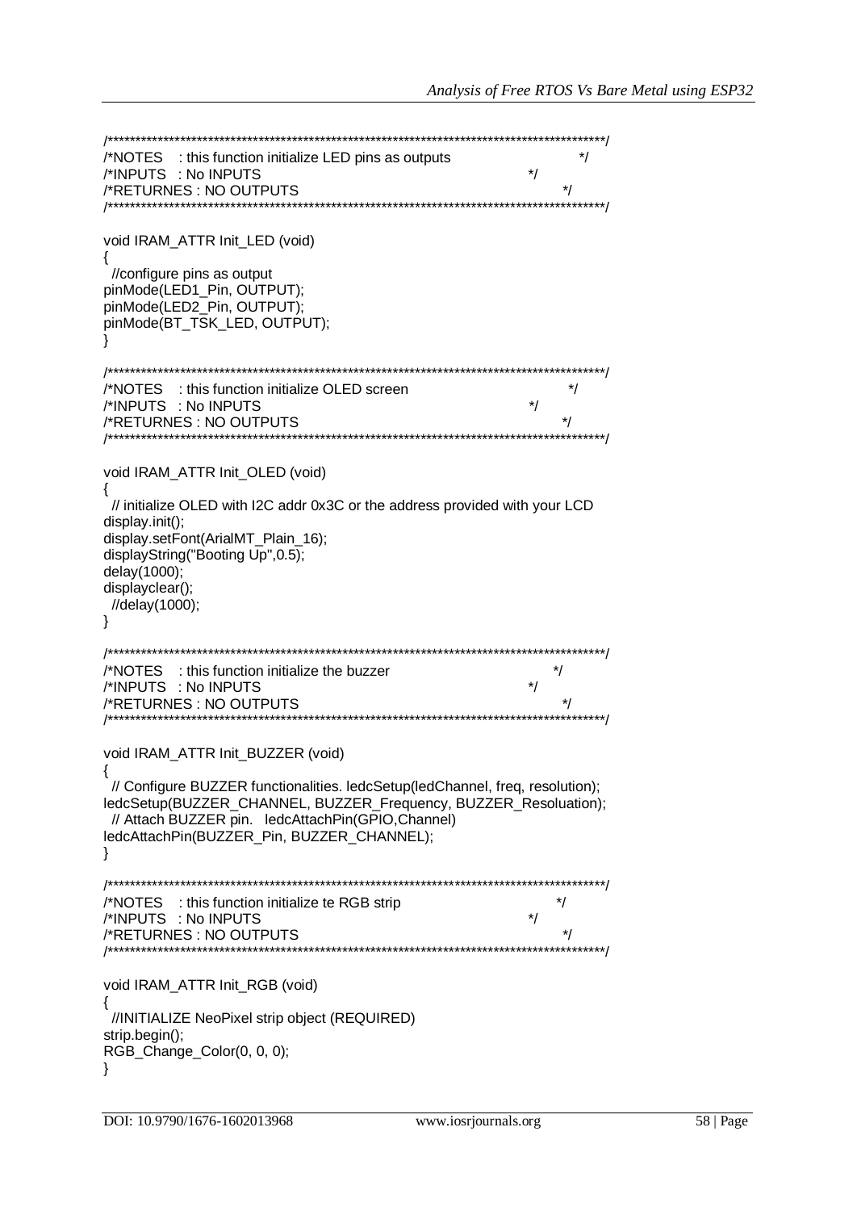```
/*******************************************************************************************/
/*NOTES   : this function initialize LED pins as outputs                                  */
/*INPUTS  : No INPUTS                                                                      */
/*RETURNES : NO OUTPUTS                                                                    */
/*******************************************************************************************/

void IRAM_ATTR Init_LED (void)
{
  //configure pins as output
pinMode(LED1_Pin, OUTPUT);
pinMode(LED2_Pin, OUTPUT);
pinMode(BT_TSK_LED, OUTPUT);
}

/*******************************************************************************************/
/*NOTES   : this function initialize OLED screen                                           */
/*INPUTS  : No INPUTS                                                                      */
/*RETURNES : NO OUTPUTS                                                                    */
/*******************************************************************************************/

void IRAM_ATTR Init_OLED (void)
{
  // initialize OLED with I2C addr 0x3C or the address provided with your LCD
display.init();
display.setFont(ArialMT_Plain_16);
displayString("Booting Up",0.5);
delay(1000);
displayclear();
  //delay(1000);
}

/*******************************************************************************************/
/*NOTES   : this function initialize the buzzer                                            */
/*INPUTS  : No INPUTS                                                                      */
/*RETURNES : NO OUTPUTS                                                                    */
/*******************************************************************************************/

void IRAM_ATTR Init_BUZZER (void)
{
  // Configure BUZZER functionalities. ledcSetup(ledChannel, freq, resolution);
ledcSetup(BUZZER_CHANNEL, BUZZER_Frequency, BUZZER_Resoluation);
  // Attach BUZZER pin.   ledcAttachPin(GPIO,Channel)
ledcAttachPin(BUZZER_Pin, BUZZER_CHANNEL);
}

/*******************************************************************************************/
/*NOTES   : this function initialize te RGB strip                                          */
/*INPUTS  : No INPUTS                                                                      */
/*RETURNES : NO OUTPUTS                                                                    */
/*******************************************************************************************/

void IRAM_ATTR Init_RGB (void)
{
  //INITIALIZE NeoPixel strip object (REQUIRED)
strip.begin();
RGB_Change_Color(0, 0, 0);
}
```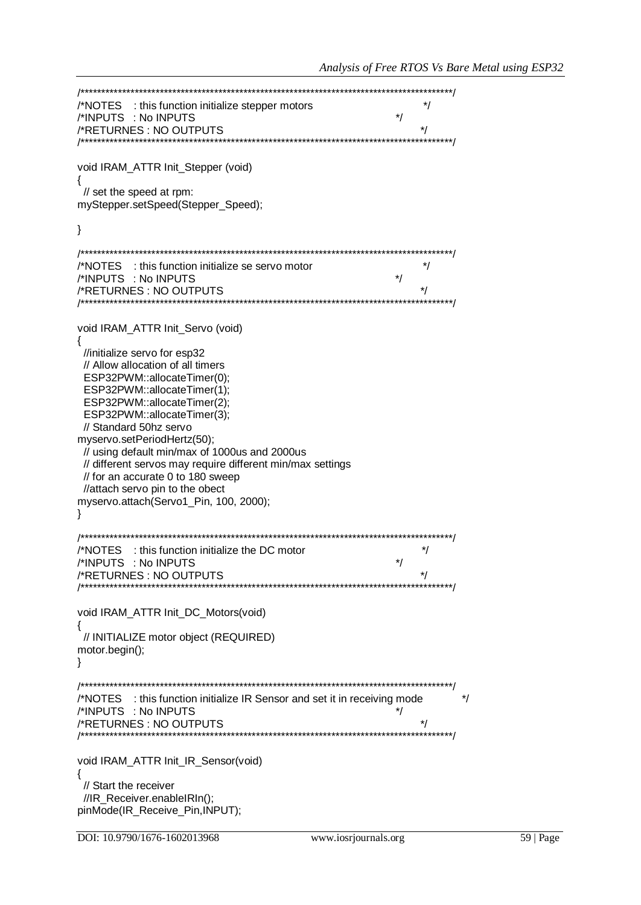```
/*******************************************************************************************/
/*NOTES    : this function initialize stepper motors                                       */
/*INPUTS   : No INPUTS                                                                     */
/*RETURNES : NO OUTPUTS                                                                    */
/*******************************************************************************************/

void IRAM_ATTR Init_Stepper (void)
{
  // set the speed at rpm:
mySteppe.setSpeed(Stepper_Speed);

}

/*******************************************************************************************/
/*NOTES    : this function initialize se servo motor                                       */
/*INPUTS   : No INPUTS                                                                     */
/*RETURNES : NO OUTPUTS                                                                    */
/*******************************************************************************************/

void IRAM_ATTR Init_Servo (void)
{
  //initialize servo for esp32
  // Allow allocation of all timers
  ESP32PWM::allocateTimer(0);
  ESP32PWM::allocateTimer(1);
  ESP32PWM::allocateTimer(2);
  ESP32PWM::allocateTimer(3);
  // Standard 50hz servo
myservo.setPeriodHertz(50);
  // using default min/max of 1000us and 2000us
  // different servos may require different min/max settings
  // for an accurate 0 to 180 sweep
  //attach servo pin to the obect
myservo.attach(Servo1_Pin, 100, 2000);
}

/*******************************************************************************************/
/*NOTES    : this function initialize the DC motor                                         */
/*INPUTS   : No INPUTS                                                                     */
/*RETURNES : NO OUTPUTS                                                                    */
/*******************************************************************************************/

void IRAM_ATTR Init_DC_Motors(void)
{
  // INITIALIZE motor object (REQUIRED)
motor.begin();
}

/*******************************************************************************************/
/*NOTES    : this function initialize IR Sensor and set it in receiving mode               */
/*INPUTS   : No INPUTS                                                                     */
/*RETURNES : NO OUTPUTS                                                                    */
/*******************************************************************************************/

void IRAM_ATTR Init_IR_Sensor(void)
{
  // Start the receiver
  //IR_Receiver.enableIRIn();
pinMode(IR_Receive_Pin,INPUT);
```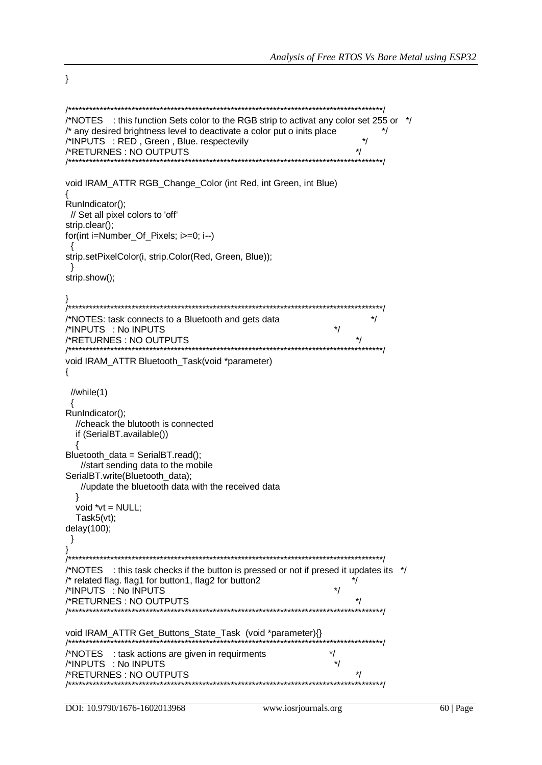```
}

/*******************************************************************************************/
/*NOTES   : this function Sets color to the RGB strip to activat any color set 255 or  */
/* any desired brightness level to deactivate a color put o inits place              */
/*INPUTS  : RED , Green , Blue. respectevily                                          */
/*RETURNES : NO OUTPUTS                                                              */
/*******************************************************************************************/

void IRAM_ATTR RGB_Change_Color (int Red, int Green, int Blue)
{
RunIndicator();
  // Set all pixel colors to 'off'
strip.clear();
for(int i=Number_Of_Pixels; i>=0; i--)
  {
strip.setPixelColor(i, strip.Color(Red, Green, Blue));
  }
strip.show();

}
/*******************************************************************************************/
/*NOTES: task connects to a Bluetooth and gets data                                   */
/*INPUTS  : No INPUTS                                                               */
/*RETURNES : NO OUTPUTS                                                              */
/*******************************************************************************************/
void IRAM_ATTR Bluetooth_Task(void *parameter)
{

  //while(1)
  {
RunIndicator();
    //cheack the blutooth is connected
    if (SerialBT.available())
    {
Bluetooth_data = SerialBT.read();
      //start sending data to the mobile
SerialBT.write(Bluetooth_data);
      //update the bluetooth data with the received data
    }
    void *vt = NULL;
    Task5(vt);
delay(100);
  }
}
/*******************************************************************************************/
/*NOTES   : this task checks if the button is pressed or not if presed it updates its  */
/* related flag. flag1 for button1, flag2 for button2                               */
/*INPUTS  : No INPUTS                                                               */
/*RETURNES : NO OUTPUTS                                                              */
/*******************************************************************************************/

void IRAM_ATTR Get_Buttons_State_Task  (void *parameter){}
/*******************************************************************************************/
/*NOTES   : task actions are given in requirments                                    */
/*INPUTS  : No INPUTS                                                               */
/*RETURNES : NO OUTPUTS                                                              */
/*******************************************************************************************/
```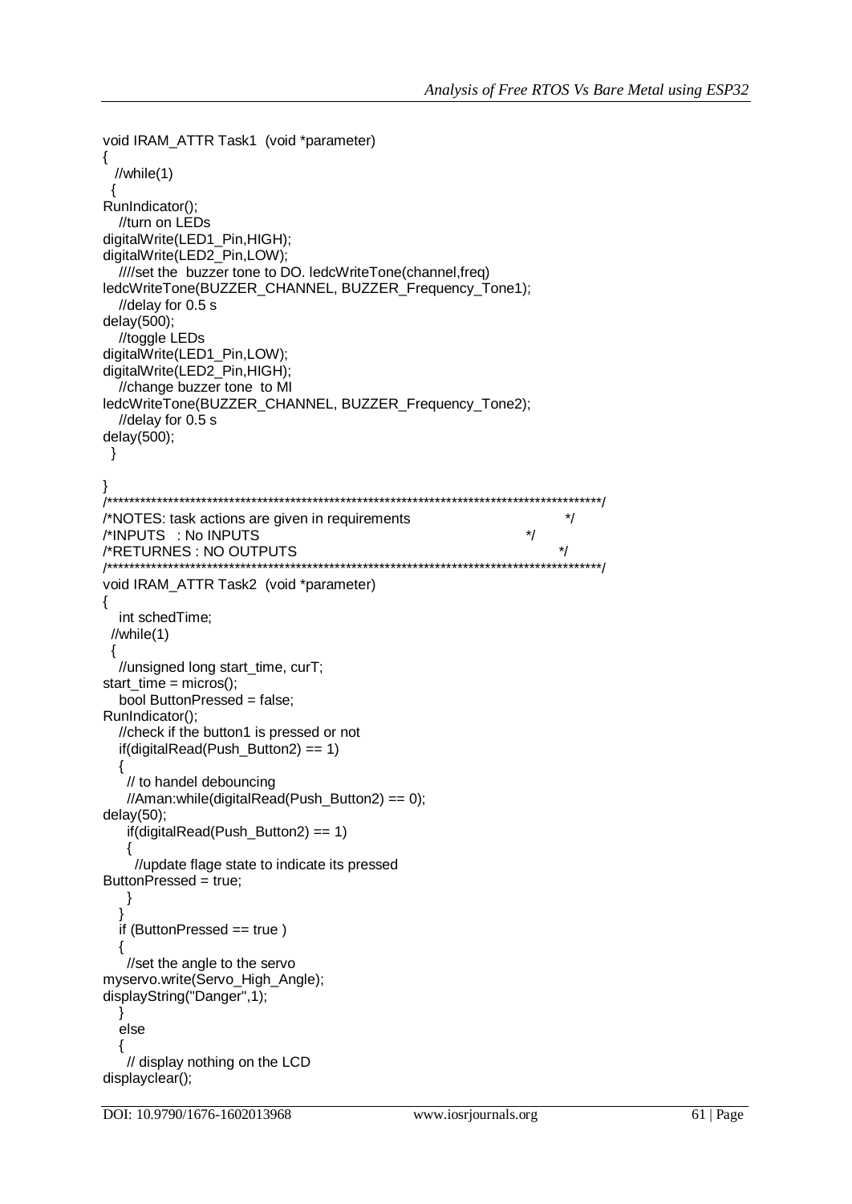```
void IRAM_ATTR Task1  (void *parameter)
{
  //while(1)
  {
RunIndicator();
   //turn on LEDs
digitalWrite(LED1_Pin,HIGH);
digitalWrite(LED2_Pin,LOW);
   ////set the  buzzer tone to DO. ledcWriteTone(channel,freq)
ledcWriteTone(BUZZER_CHANNEL, BUZZER_Frequency_Tone1);
   //delay for 0.5 s
delay(500);
   //toggle LEDs
digitalWrite(LED1_Pin,LOW);
digitalWrite(LED2_Pin,HIGH);
   //change buzzer tone  to MI
ledcWriteTone(BUZZER_CHANNEL, BUZZER_Frequency_Tone2);
   //delay for 0.5 s
delay(500);
  }

}
/*****************************************************************************************/
/*NOTES: task actions are given in requirements                                         */
/*INPUTS   : No INPUTS                                                                  */
/*RETURNES : NO OUTPUTS                                                                 */
/*****************************************************************************************/
void IRAM_ATTR Task2  (void *parameter)
{
   int schedTime;
  //while(1)
  {
   //unsigned long start_time, curT;
start_time = micros();
   bool ButtonPressed = false;
RunIndicator();
   //check if the button1 is pressed or not
   if(digitalRead(Push_Button2) == 1)
   {
    // to handel debouncing
    //Aman:while(digitalRead(Push_Button2) == 0);
delay(50);
     if(digitalRead(Push_Button2) == 1)
     {
      //update flage state to indicate its pressed
ButtonPressed = true;
    }
   }
   if (ButtonPressed == true )
   {
    //set the angle to the servo
myservo.write(Servo_High_Angle);
displayString("Danger",1);
   }
   else
   {
    // display nothing on the LCD
displayclear();
```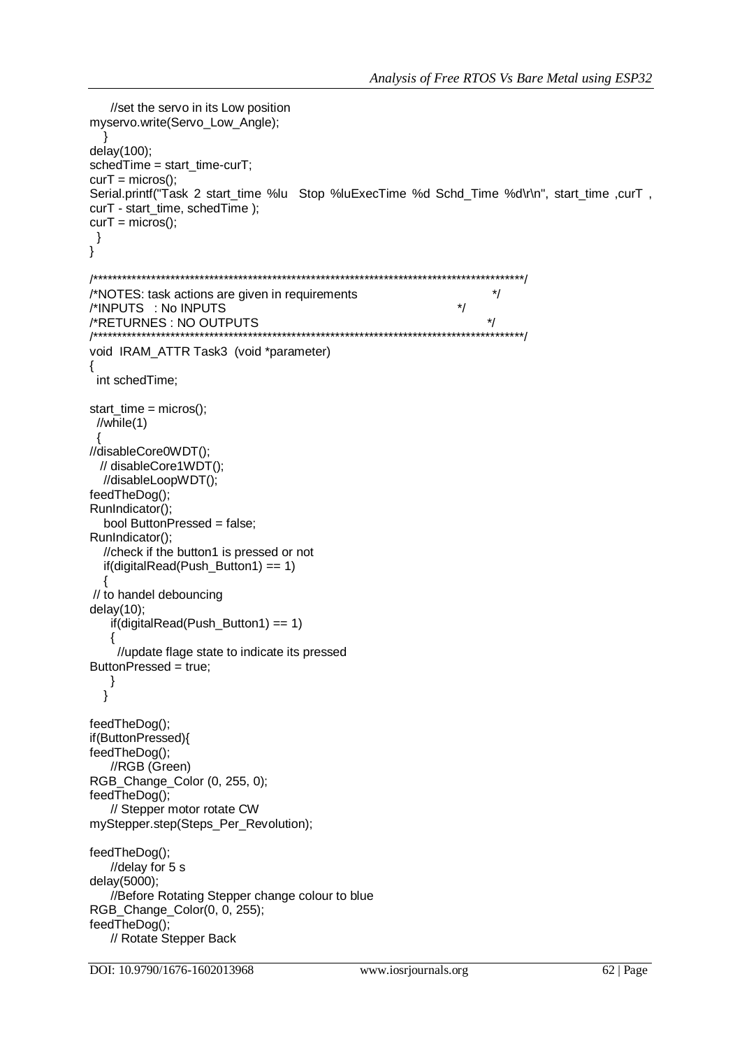```
    //set the servo in its Low position
myservo.write(Servo_Low_Angle);
   }
delay(100);
schedTime = start_time-curT;
curT = micros();
Serial.printf("Task 2 start_time %lu  Stop %luExecTime %d Schd_Time %d\r\n", start_time ,curT ,
curT - start_time, schedTime );
curT = micros();
  }
}

/*****************************************************************************************/
/*NOTES: task actions are given in requirements                              */
/*INPUTS  : No INPUTS                                                    */
/*RETURNES : NO OUTPUTS                                                    */
/*****************************************************************************************/
void  IRAM_ATTR Task3  (void *parameter)
{
  int schedTime;

start_time = micros();
  //while(1)
  {
//disableCore0WDT();
  // disableCore1WDT();
   //disableLoopWDT();
feedTheDog();
RunIndicator();
   bool ButtonPressed = false;
RunIndicator();
   //check if the button1 is pressed or not
   if(digitalRead(Push_Button1) == 1)
   {
 // to handel debouncing
delay(10);
     if(digitalRead(Push_Button1) == 1)
     {
       //update flage state to indicate its pressed
ButtonPressed = true;
     }
   }

feedTheDog();
if(ButtonPressed){
feedTheDog();
    //RGB (Green)
RGB_Change_Color (0, 255, 0);
feedTheDog();
    // Stepper motor rotate CW
myStepper.step(Steps_Per_Revolution);

feedTheDog();
    //delay for 5 s
delay(5000);
    //Before Rotating Stepper change colour to blue
RGB_Change_Color(0, 0, 255);
feedTheDog();
    // Rotate Stepper Back
```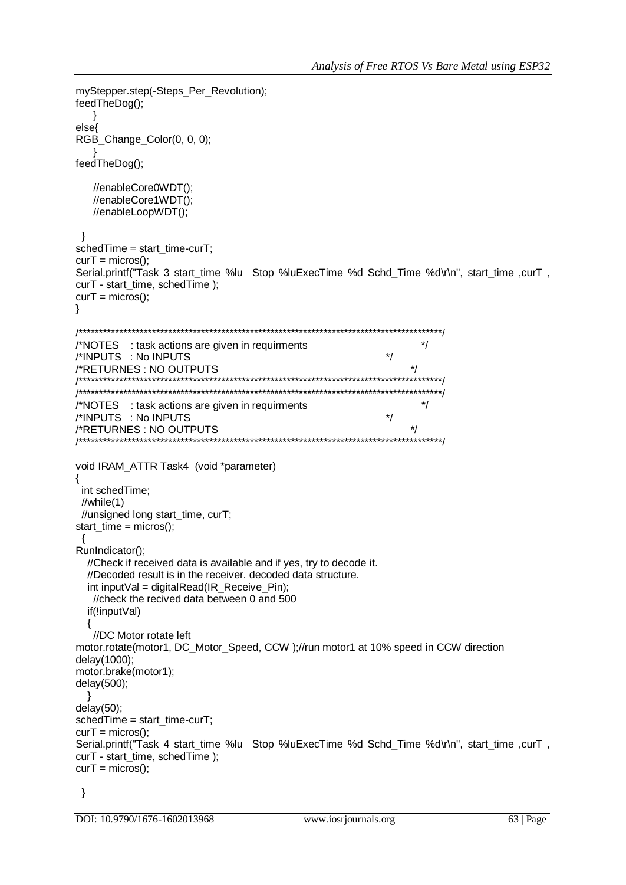```
mySteppe r.step(-Steps_Per_Revolution);
feedTheDog();
    }
else{
RGB_Change_Color(0, 0, 0);
    }
feedTheDog();

    //enableCore0WDT();
    //enableCore1WDT();
    //enableLoopWDT();

  }
schedTime = start_time-curT;
curT = micros();
Serial.printf("Task 3 start_time %lu  Stop %luExecTime %d Schd_Time %d\r\n", start_time ,curT ,
curT - start_time, schedTime );
curT = micros();
}

/*********************************************************************************************/
/*NOTES   : task actions are given in requirments                          */
/*INPUTS  : No INPUTS                                                      */
/*RETURNES : NO OUTPUTS                                                    */
/*********************************************************************************************/
/*********************************************************************************************/
/*NOTES   : task actions are given in requirments                          */
/*INPUTS  : No INPUTS                                                      */
/*RETURNES : NO OUTPUTS                                                    */
/*********************************************************************************************/

void IRAM_ATTR Task4  (void *parameter)
{
  int schedTime;
  //while(1)
  //unsigned long start_time, curT;
start_time = micros();
  {
RunIndicator();
   //Check if received data is available and if yes, try to decode it.
   //Decoded result is in the receiver. decoded data structure.
   int inputVal = digitalRead(IR_Receive_Pin);
    //check the recived data between 0 and 500
   if(!inputVal)
   {
    //DC Motor rotate left
motor.rotate(motor1, DC_Motor_Speed, CCW );//run motor1 at 10% speed in CCW direction
delay(1000);
motor.brake(motor1);
delay(500);
   }
delay(50);
schedTime = start_time-curT;
curT = micros();
Serial.printf("Task 4 start_time %lu  Stop %luExecTime %d Schd_Time %d\r\n", start_time ,curT ,
curT - start_time, schedTime );
curT = micros();

  }
```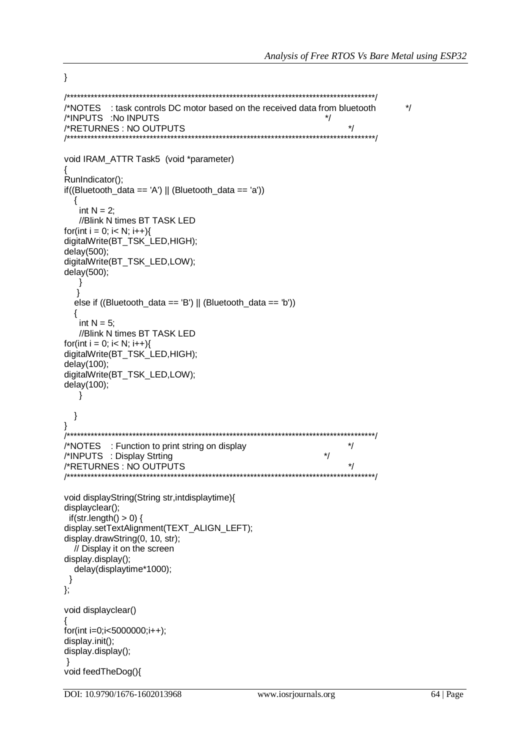```
}

/******************************************************************************************/
/*NOTES   : task controls DC motor based on the received data from bluetooth          */
/*INPUTS  :No INPUTS                                                     */
/*RETURNES : NO OUTPUTS                                                  */
/******************************************************************************************/

void IRAM_ATTR Task5  (void *parameter)
{
RunIndicator();
if((Bluetooth_data == 'A') || (Bluetooth_data == 'a'))
   {
    int N = 2;
     //Blink N times BT TASK LED
for(int i = 0; i< N; i++){
digitalWrite(BT_TSK_LED,HIGH);
delay(500);
digitalWrite(BT_TSK_LED,LOW);
delay(500);
     }
    }
   else if ((Bluetooth_data == 'B') || (Bluetooth_data == 'b'))
   {
    int N = 5;
     //Blink N times BT TASK LED
for(int i = 0; i< N; i++){
digitalWrite(BT_TSK_LED,HIGH);
delay(100);
digitalWrite(BT_TSK_LED,LOW);
delay(100);
     }

   }
}
/******************************************************************************************/
/*NOTES   : Function to print string on display                                */
/*INPUTS  : Display Strting                                               */
/*RETURNES : NO OUTPUTS                                                  */
/******************************************************************************************/

void displayString(String str,intdisplaytime){
displayclear();
  if(str.length() > 0) {
display.setTextAlignment(TEXT_ALIGN_LEFT);
display.drawString(0, 10, str);
   // Display it on the screen
display.display();
   delay(displaytime*1000);
  }
};

void displayclear()
{
for(int i=0;i<5000000;i++);
display.init();
display.display();
 }
void feedTheDog(){
```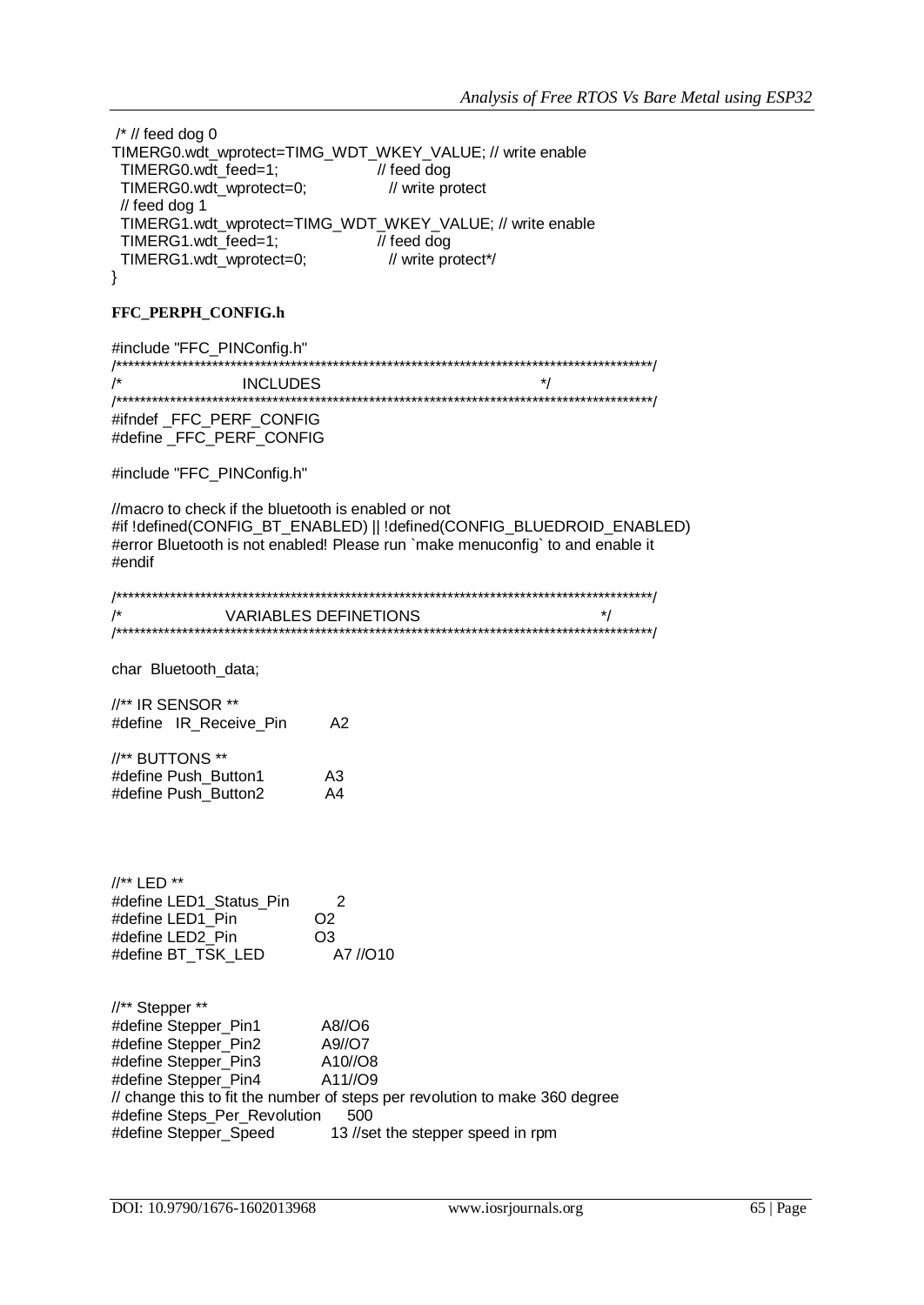```
 /* // feed dog 0
TIMERG0.wdt_wprotect=TIMG_WDT_WKEY_VALUE; // write enable
  TIMERG0.wdt_feed=1;                   // feed dog
  TIMERG0.wdt_wprotect=0;               // write protect
  // feed dog 1
  TIMERG1.wdt_wprotect=TIMG_WDT_WKEY_VALUE; // write enable
  TIMERG1.wdt_feed=1;                   // feed dog
  TIMERG1.wdt_wprotect=0;               // write protect*/
}
```

**FFC_PERPH_CONFIG.h**

```
#include "FFC_PINConfig.h"
/*******************************************************************************************/
/*                         INCLUDES                                                        */
/*******************************************************************************************/
#ifndef _FFC_PERF_CONFIG
#define _FFC_PERF_CONFIG

#include "FFC_PINConfig.h"

//macro to check if the bluetooth is enabled or not
#if !defined(CONFIG_BT_ENABLED) || !defined(CONFIG_BLUEDROID_ENABLED)
#error Bluetooth is not enabled! Please run `make menuconfig` to and enable it
#endif

/*******************************************************************************************/
/*                    VARIABLES DEFINETIONS                                                */
/*******************************************************************************************/

char  Bluetooth_data;

//** IR SENSOR **
#define   IR_Receive_Pin        A2

//** BUTTONS **
#define Push_Button1           A3
#define Push_Button2           A4



//** LED **
#define LED1_Status_Pin        2
#define LED1_Pin             O2
#define LED2_Pin             O3
#define BT_TSK_LED             A7 //O10


//** Stepper **
#define Stepper_Pin1          A8//O6
#define Stepper_Pin2          A9//O7
#define Stepper_Pin3          A10//O8
#define Stepper_Pin4          A11//O9
// change this to fit the number of steps per revolution to make 360 degree
#define Steps_Per_Revolution     500
#define Stepper_Speed           13 //set the stepper speed in rpm
```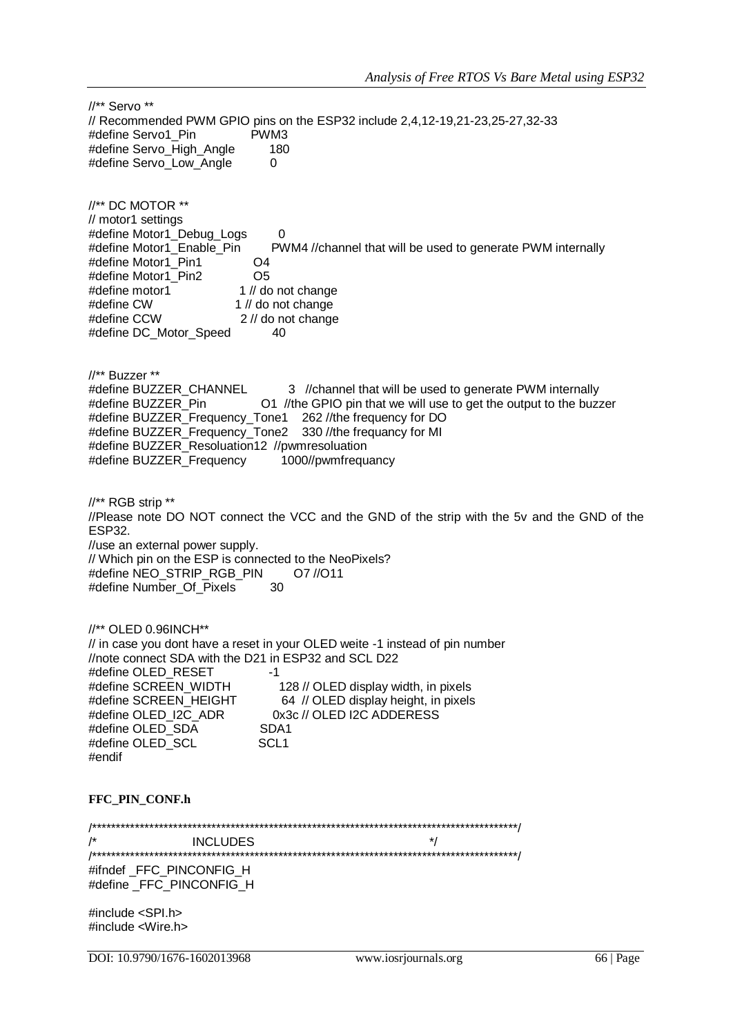```
//** Servo **
// Recommended PWM GPIO pins on the ESP32 include 2,4,12-19,21-23,25-27,32-33
#define Servo1_Pin            PWM3
#define Servo_High_Angle       180
#define Servo_Low_Angle        0


//** DC MOTOR **
// motor1 settings
#define Motor1_Debug_Logs       0
#define Motor1_Enable_Pin       PWM4 //channel that will be used to generate PWM internally
#define Motor1_Pin1            O4
#define Motor1_Pin2            O5
#define motor1                 1 // do not change
#define CW                     1 // do not change
#define CCW                    2 // do not change
#define DC_Motor_Speed         40


//** Buzzer **
#define BUZZER_CHANNEL          3  //channel that will be used to generate PWM internally
#define BUZZER_Pin              O1  //the GPIO pin that we will use to get the output to the buzzer
#define BUZZER_Frequency_Tone1   262 //the frequency for DO
#define BUZZER_Frequency_Tone2   330 //the frequancy for MI
#define BUZZER_Resoluation12  //pwmresoluation
#define BUZZER_Frequency        1000//pwmfrequancy


//** RGB strip **
//Please note DO NOT connect the VCC and the GND of the strip with the 5v and the GND of the ESP32.
//use an external power supply.
// Which pin on the ESP is connected to the NeoPixels?
#define NEO_STRIP_RGB_PIN      O7 //O11
#define Number_Of_Pixels       30


//** OLED 0.96INCH**
// in case you dont have a reset in your OLED weite -1 instead of pin number
//note connect SDA with the D21 in ESP32 and SCL D22
#define OLED_RESET             -1
#define SCREEN_WIDTH           128 // OLED display width, in pixels
#define SCREEN_HEIGHT          64 // OLED display height, in pixels
#define OLED_I2C_ADR           0x3c // OLED I2C ADDERESS
#define OLED_SDA               SDA1
#define OLED_SCL               SCL1
#endif
```

**FFC_PIN_CONF.h**

```
/*******************************************************************************************/
/*                          INCLUDES                                                       */
/*******************************************************************************************/
#ifndef _FFC_PINCONFIG_H
#define _FFC_PINCONFIG_H

#include <SPI.h>
#include <Wire.h>
```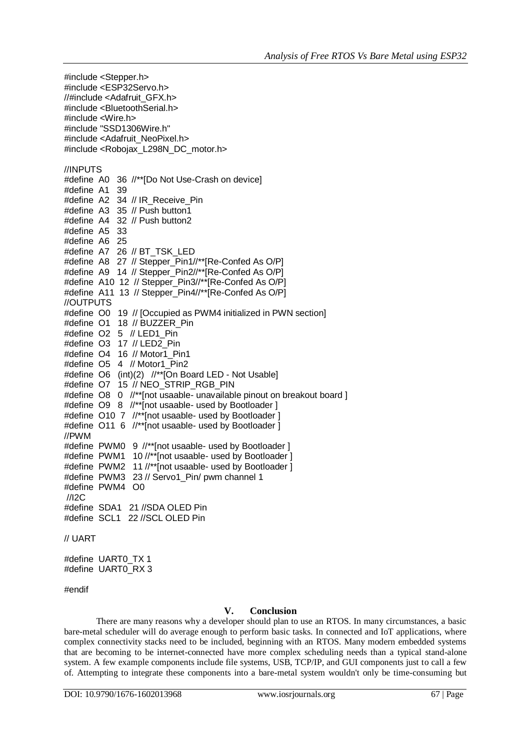```
#include <Stepper.h>
#include <ESP32Servo.h>
//#include <Adafruit_GFX.h>
#include <BluetoothSerial.h>
#include <Wire.h>
#include "SSD1306Wire.h"
#include <Adafruit_NeoPixel.h>
#include <Robojax_L298N_DC_motor.h>

//INPUTS
#define A0 36 //**[Do Not Use-Crash on device]
#define A1 39
#define A2 34 // IR_Receive_Pin
#define A3 35 // Push button1
#define A4 32 // Push button2
#define A5 33
#define A6 25
#define A7 26 // BT_TSK_LED
#define A8 27 // Stepper_Pin1//**[Re-Confed As O/P]
#define A9 14 // Stepper_Pin2//**[Re-Confed As O/P]
#define A10 12 // Stepper_Pin3//**[Re-Confed As O/P]
#define A11 13 // Stepper_Pin4//**[Re-Confed As O/P]
//OUTPUTS
#define O0 19 // [Occupied as PWM4 initialized in PWN section]
#define O1 18 // BUZZER_Pin
#define O2 5 // LED1_Pin
#define O3 17 // LED2_Pin
#define O4 16 // Motor1_Pin1
#define O5 4 // Motor1_Pin2
#define O6 (int)(2) //**[On Board LED - Not Usable]
#define O7 15 // NEO_STRIP_RGB_PIN
#define O8 0 //**[not usaable- unavailable pinout on breakout board ]
#define O9 8 //**[not usaable- used by Bootloader ]
#define O10 7 //**[not usaable- used by Bootloader ]
#define O11 6 //**[not usaable- used by Bootloader ]
//PWM
#define PWM0 9 //**[not usaable- used by Bootloader ]
#define PWM1 10 //**[not usaable- used by Bootloader ]
#define PWM2 11 //**[not usaable- used by Bootloader ]
#define PWM3 23 // Servo1_Pin/ pwm channel 1
#define PWM4 O0
//I2C
#define SDA1 21 //SDA OLED Pin
#define SCL1 22 //SCL OLED Pin

// UART

#define UART0_TX 1
#define UART0_RX 3

#endif
```

## V. Conclusion

There are many reasons why a developer should plan to use an RTOS. In many circumstances, a basic bare-metal scheduler will do average enough to perform basic tasks. In connected and IoT applications, where complex connectivity stacks need to be included, beginning with an RTOS. Many modern embedded systems that are becoming to be internet-connected have more complex scheduling needs than a typical stand-alone system. A few example components include file systems, USB, TCP/IP, and GUI components just to call a few of. Attempting to integrate these components into a bare-metal system wouldn't only be time-consuming but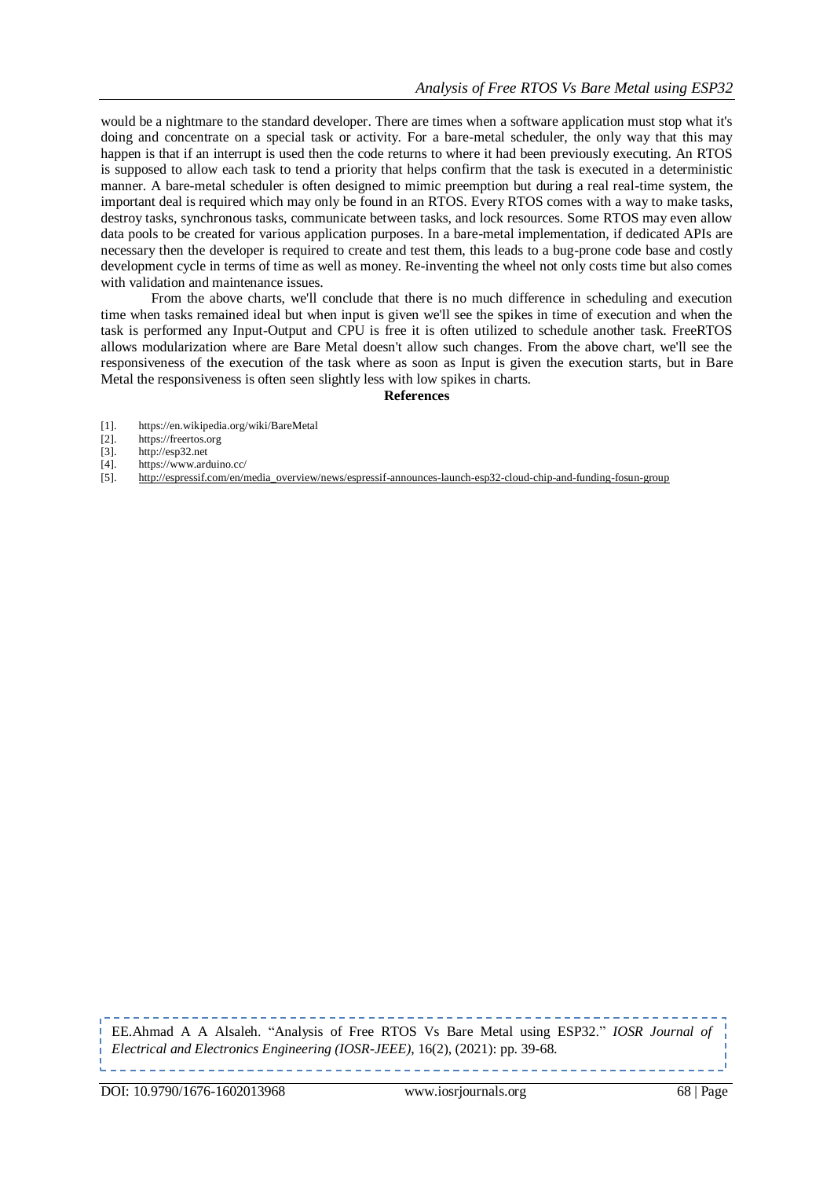would be a nightmare to the standard developer. There are times when a software application must stop what it's doing and concentrate on a special task or activity. For a bare-metal scheduler, the only way that this may happen is that if an interrupt is used then the code returns to where it had been previously executing. An RTOS is supposed to allow each task to tend a priority that helps confirm that the task is executed in a deterministic manner. A bare-metal scheduler is often designed to mimic preemption but during a real real-time system, the important deal is required which may only be found in an RTOS. Every RTOS comes with a way to make tasks, destroy tasks, synchronous tasks, communicate between tasks, and lock resources. Some RTOS may even allow data pools to be created for various application purposes. In a bare-metal implementation, if dedicated APIs are necessary then the developer is required to create and test them, this leads to a bug-prone code base and costly development cycle in terms of time as well as money. Re-inventing the wheel not only costs time but also comes with validation and maintenance issues.

From the above charts, we'll conclude that there is no much difference in scheduling and execution time when tasks remained ideal but when input is given we'll see the spikes in time of execution and when the task is performed any Input-Output and CPU is free it is often utilized to schedule another task. FreeRTOS allows modularization where are Bare Metal doesn't allow such changes. From the above chart, we'll see the responsiveness of the execution of the task where as soon as Input is given the execution starts, but in Bare Metal the responsiveness is often seen slightly less with low spikes in charts.

## References

[1]. https://en.wikipedia.org/wiki/BareMetal
[2]. https://freertos.org
[3]. http://esp32.net
[4]. https://www.arduino.cc/
[5]. http://espressif.com/en/media_overview/news/espressif-announces-launch-esp32-cloud-chip-and-funding-fosun-group

EE.Ahmad A A Alsaleh. "Analysis of Free RTOS Vs Bare Metal using ESP32." *IOSR Journal of Electrical and Electronics Engineering (IOSR-JEEE)*, 16(2), (2021): pp. 39-68.